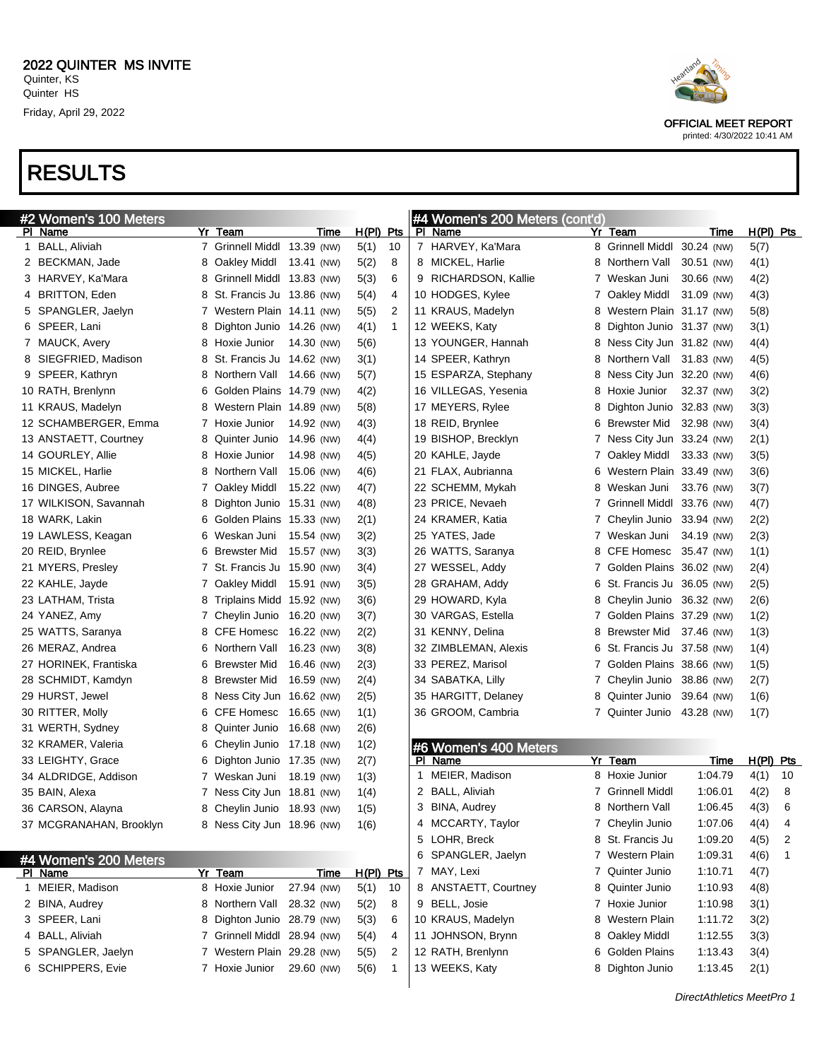2022 QUINTER MS INVITE
Quinter, KS
Quinter HS
Friday, April 29, 2022

OFFICIAL MEET REPORT
printed: 4/30/2022 10:41 AM

# RESULTS

## #2 Women's 100 Meters

| Pl | Name | Yr | Team | Time | H(Pl) | Pts |
|---|---|---|---|---|---|---|
| 1 | BALL, Aliviah | 7 | Grinnell Middl | 13.39 (NW) | 5(1) | 10 |
| 2 | BECKMAN, Jade | 8 | Oakley Middl | 13.41 (NW) | 5(2) | 8 |
| 3 | HARVEY, Ka'Mara | 8 | Grinnell Middl | 13.83 (NW) | 5(3) | 6 |
| 4 | BRITTON, Eden | 8 | St. Francis Ju | 13.86 (NW) | 5(4) | 4 |
| 5 | SPANGLER, Jaelyn | 7 | Western Plain | 14.11 (NW) | 5(5) | 2 |
| 6 | SPEER, Lani | 8 | Dighton Junio | 14.26 (NW) | 4(1) | 1 |
| 7 | MAUCK, Avery | 8 | Hoxie Junior | 14.30 (NW) | 5(6) | |
| 8 | SIEGFRIED, Madison | 8 | St. Francis Ju | 14.62 (NW) | 3(1) | |
| 9 | SPEER, Kathryn | 8 | Northern Vall | 14.66 (NW) | 5(7) | |
| 10 | RATH, Brenlynn | 6 | Golden Plains | 14.79 (NW) | 4(2) | |
| 11 | KRAUS, Madelyn | 8 | Western Plain | 14.89 (NW) | 5(8) | |
| 12 | SCHAMBERGER, Emma | 7 | Hoxie Junior | 14.92 (NW) | 4(3) | |
| 13 | ANSTAETT, Courtney | 8 | Quinter Junio | 14.96 (NW) | 4(4) | |
| 14 | GOURLEY, Allie | 8 | Hoxie Junior | 14.98 (NW) | 4(5) | |
| 15 | MICKEL, Harlie | 8 | Northern Vall | 15.06 (NW) | 4(6) | |
| 16 | DINGES, Aubree | 7 | Oakley Middl | 15.22 (NW) | 4(7) | |
| 17 | WILKISON, Savannah | 8 | Dighton Junio | 15.31 (NW) | 4(8) | |
| 18 | WARK, Lakin | 6 | Golden Plains | 15.33 (NW) | 2(1) | |
| 19 | LAWLESS, Keagan | 6 | Weskan Juni | 15.54 (NW) | 3(2) | |
| 20 | REID, Brynlee | 6 | Brewster Mid | 15.57 (NW) | 3(3) | |
| 21 | MYERS, Presley | 7 | St. Francis Ju | 15.90 (NW) | 3(4) | |
| 22 | KAHLE, Jayde | 7 | Oakley Middl | 15.91 (NW) | 3(5) | |
| 23 | LATHAM, Trista | 8 | Triplains Midd | 15.92 (NW) | 3(6) | |
| 24 | YANEZ, Amy | 7 | Cheylin Junio | 16.20 (NW) | 3(7) | |
| 25 | WATTS, Saranya | 8 | CFE Homesc | 16.22 (NW) | 2(2) | |
| 26 | MERAZ, Andrea | 6 | Northern Vall | 16.23 (NW) | 3(8) | |
| 27 | HORINEK, Frantiska | 6 | Brewster Mid | 16.46 (NW) | 2(3) | |
| 28 | SCHMIDT, Kamdyn | 8 | Brewster Mid | 16.59 (NW) | 2(4) | |
| 29 | HURST, Jewel | 8 | Ness City Jun | 16.62 (NW) | 2(5) | |
| 30 | RITTER, Molly | 6 | CFE Homesc | 16.65 (NW) | 1(1) | |
| 31 | WERTH, Sydney | 8 | Quinter Junio | 16.68 (NW) | 2(6) | |
| 32 | KRAMER, Valeria | 6 | Cheylin Junio | 17.18 (NW) | 1(2) | |
| 33 | LEIGHTY, Grace | 6 | Dighton Junio | 17.35 (NW) | 2(7) | |
| 34 | ALDRIDGE, Addison | 7 | Weskan Juni | 18.19 (NW) | 1(3) | |
| 35 | BAIN, Alexa | 7 | Ness City Jun | 18.81 (NW) | 1(4) | |
| 36 | CARSON, Alayna | 8 | Cheylin Junio | 18.93 (NW) | 1(5) | |
| 37 | MCGRANAHAN, Brooklyn | 8 | Ness City Jun | 18.96 (NW) | 1(6) | |

## #4 Women's 200 Meters

| Pl | Name | Yr | Team | Time | H(Pl) | Pts |
|---|---|---|---|---|---|---|
| 1 | MEIER, Madison | 8 | Hoxie Junior | 27.94 (NW) | 5(1) | 10 |
| 2 | BINA, Audrey | 8 | Northern Vall | 28.32 (NW) | 5(2) | 8 |
| 3 | SPEER, Lani | 8 | Dighton Junio | 28.79 (NW) | 5(3) | 6 |
| 4 | BALL, Aliviah | 7 | Grinnell Middl | 28.94 (NW) | 5(4) | 4 |
| 5 | SPANGLER, Jaelyn | 7 | Western Plain | 29.28 (NW) | 5(5) | 2 |
| 6 | SCHIPPERS, Evie | 7 | Hoxie Junior | 29.60 (NW) | 5(6) | 1 |
| 7 | HARVEY, Ka'Mara | 8 | Grinnell Middl | 30.24 (NW) | 5(7) | |
| 8 | MICKEL, Harlie | 8 | Northern Vall | 30.51 (NW) | 4(1) | |
| 9 | RICHARDSON, Kallie | 7 | Weskan Juni | 30.66 (NW) | 4(2) | |
| 10 | HODGES, Kylee | 7 | Oakley Middl | 31.09 (NW) | 4(3) | |
| 11 | KRAUS, Madelyn | 8 | Western Plain | 31.17 (NW) | 5(8) | |
| 12 | WEEKS, Katy | 8 | Dighton Junio | 31.37 (NW) | 3(1) | |
| 13 | YOUNGER, Hannah | 8 | Ness City Jun | 31.82 (NW) | 4(4) | |
| 14 | SPEER, Kathryn | 8 | Northern Vall | 31.83 (NW) | 4(5) | |
| 15 | ESPARZA, Stephany | 8 | Ness City Jun | 32.20 (NW) | 4(6) | |
| 16 | VILLEGAS, Yesenia | 8 | Hoxie Junior | 32.37 (NW) | 3(2) | |
| 17 | MEYERS, Rylee | 8 | Dighton Junio | 32.83 (NW) | 3(3) | |
| 18 | REID, Brynlee | 6 | Brewster Mid | 32.98 (NW) | 3(4) | |
| 19 | BISHOP, Brecklyn | 7 | Ness City Jun | 33.24 (NW) | 2(1) | |
| 20 | KAHLE, Jayde | 7 | Oakley Middl | 33.33 (NW) | 3(5) | |
| 21 | FLAX, Aubrianna | 6 | Western Plain | 33.49 (NW) | 3(6) | |
| 22 | SCHEMM, Mykah | 8 | Weskan Juni | 33.76 (NW) | 3(7) | |
| 23 | PRICE, Nevaeh | 7 | Grinnell Middl | 33.76 (NW) | 4(7) | |
| 24 | KRAMER, Katia | 7 | Cheylin Junio | 33.94 (NW) | 2(2) | |
| 25 | YATES, Jade | 7 | Weskan Juni | 34.19 (NW) | 2(3) | |
| 26 | WATTS, Saranya | 8 | CFE Homesc | 35.47 (NW) | 1(1) | |
| 27 | WESSEL, Addy | 7 | Golden Plains | 36.02 (NW) | 2(4) | |
| 28 | GRAHAM, Addy | 6 | St. Francis Ju | 36.05 (NW) | 2(5) | |
| 29 | HOWARD, Kyla | 8 | Cheylin Junio | 36.32 (NW) | 2(6) | |
| 30 | VARGAS, Estella | 7 | Golden Plains | 37.29 (NW) | 1(2) | |
| 31 | KENNY, Delina | 8 | Brewster Mid | 37.46 (NW) | 1(3) | |
| 32 | ZIMBLEMAN, Alexis | 6 | St. Francis Ju | 37.58 (NW) | 1(4) | |
| 33 | PEREZ, Marisol | 7 | Golden Plains | 38.66 (NW) | 1(5) | |
| 34 | SABATKA, Lilly | 7 | Cheylin Junio | 38.86 (NW) | 2(7) | |
| 35 | HARGITT, Delaney | 8 | Quinter Junio | 39.64 (NW) | 1(6) | |
| 36 | GROOM, Cambria | 7 | Quinter Junio | 43.28 (NW) | 1(7) | |

## #6 Women's 400 Meters

| Pl | Name | Yr | Team | Time | H(Pl) | Pts |
|---|---|---|---|---|---|---|
| 1 | MEIER, Madison | 8 | Hoxie Junior | 1:04.79 | 4(1) | 10 |
| 2 | BALL, Aliviah | 7 | Grinnell Middl | 1:06.01 | 4(2) | 8 |
| 3 | BINA, Audrey | 8 | Northern Vall | 1:06.45 | 4(3) | 6 |
| 4 | MCCARTY, Taylor | 7 | Cheylin Junio | 1:07.06 | 4(4) | 4 |
| 5 | LOHR, Breck | 8 | St. Francis Ju | 1:09.20 | 4(5) | 2 |
| 6 | SPANGLER, Jaelyn | 7 | Western Plain | 1:09.31 | 4(6) | 1 |
| 7 | MAY, Lexi | 7 | Quinter Junio | 1:10.71 | 4(7) | |
| 8 | ANSTAETT, Courtney | 8 | Quinter Junio | 1:10.93 | 4(8) | |
| 9 | BELL, Josie | 7 | Hoxie Junior | 1:10.98 | 3(1) | |
| 10 | KRAUS, Madelyn | 8 | Western Plain | 1:11.72 | 3(2) | |
| 11 | JOHNSON, Brynn | 8 | Oakley Middl | 1:12.55 | 3(3) | |
| 12 | RATH, Brenlynn | 6 | Golden Plains | 1:13.43 | 3(4) | |
| 13 | WEEKS, Katy | 8 | Dighton Junio | 1:13.45 | 2(1) | |

DirectAthletics MeetPro 1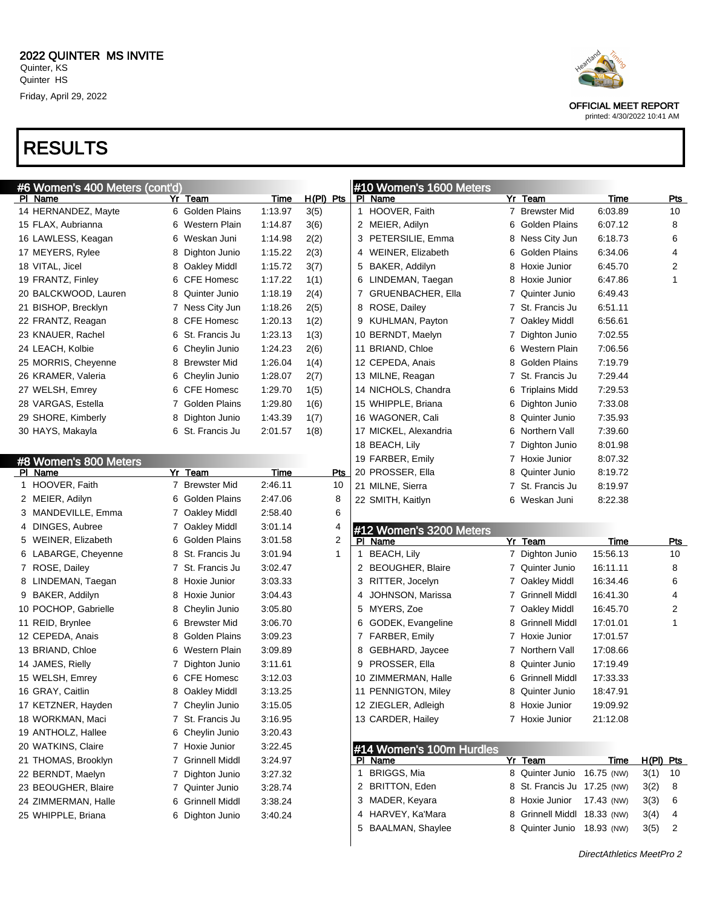2022 QUINTER MS INVITE
Quinter, KS
Quinter HS
Friday, April 29, 2022

OFFICIAL MEET REPORT
printed: 4/30/2022 10:41 AM

# RESULTS

## #6 Women's 400 Meters (cont'd)

| Pl | Name | Yr | Team | Time | H(Pl) | Pts |
|---|---|---|---|---|---|---|
| 14 | HERNANDEZ, Mayte | 6 | Golden Plains | 1:13.97 | 3(5) | |
| 15 | FLAX, Aubrianna | 6 | Western Plain | 1:14.87 | 3(6) | |
| 16 | LAWLESS, Keagan | 6 | Weskan Juni | 1:14.98 | 2(2) | |
| 17 | MEYERS, Rylee | 8 | Dighton Junio | 1:15.22 | 2(3) | |
| 18 | VITAL, Jicel | 8 | Oakley Middl | 1:15.72 | 3(7) | |
| 19 | FRANTZ, Finley | 6 | CFE Homesc | 1:17.22 | 1(1) | |
| 20 | BALCKWOOD, Lauren | 8 | Quinter Junio | 1:18.19 | 2(4) | |
| 21 | BISHOP, Brecklyn | 7 | Ness City Jun | 1:18.26 | 2(5) | |
| 22 | FRANTZ, Reagan | 8 | CFE Homesc | 1:20.13 | 1(2) | |
| 23 | KNAUER, Rachel | 6 | St. Francis Ju | 1:23.13 | 1(3) | |
| 24 | LEACH, Kolbie | 6 | Cheylin Junio | 1:24.23 | 2(6) | |
| 25 | MORRIS, Cheyenne | 8 | Brewster Mid | 1:26.04 | 1(4) | |
| 26 | KRAMER, Valeria | 6 | Cheylin Junio | 1:28.07 | 2(7) | |
| 27 | WELSH, Emrey | 6 | CFE Homesc | 1:29.70 | 1(5) | |
| 28 | VARGAS, Estella | 7 | Golden Plains | 1:29.80 | 1(6) | |
| 29 | SHORE, Kimberly | 8 | Dighton Junio | 1:43.39 | 1(7) | |
| 30 | HAYS, Makayla | 6 | St. Francis Ju | 2:01.57 | 1(8) | |

## #8 Women's 800 Meters

| Pl | Name | Yr | Team | Time | Pts |
|---|---|---|---|---|---|
| 1 | HOOVER, Faith | 7 | Brewster Mid | 2:46.11 | 10 |
| 2 | MEIER, Adilyn | 6 | Golden Plains | 2:47.06 | 8 |
| 3 | MANDEVILLE, Emma | 7 | Oakley Middl | 2:58.40 | 6 |
| 4 | DINGES, Aubree | 7 | Oakley Middl | 3:01.14 | 4 |
| 5 | WEINER, Elizabeth | 6 | Golden Plains | 3:01.58 | 2 |
| 6 | LABARGE, Cheyenne | 8 | St. Francis Ju | 3:01.94 | 1 |
| 7 | ROSE, Dailey | 7 | St. Francis Ju | 3:02.47 | |
| 8 | LINDEMAN, Taegan | 8 | Hoxie Junior | 3:03.33 | |
| 9 | BAKER, Addilyn | 8 | Hoxie Junior | 3:04.43 | |
| 10 | POCHOP, Gabrielle | 8 | Cheylin Junio | 3:05.80 | |
| 11 | REID, Brynlee | 6 | Brewster Mid | 3:06.70 | |
| 12 | CEPEDA, Anais | 8 | Golden Plains | 3:09.23 | |
| 13 | BRIAND, Chloe | 6 | Western Plain | 3:09.89 | |
| 14 | JAMES, Rielly | 7 | Dighton Junio | 3:11.61 | |
| 15 | WELSH, Emrey | 6 | CFE Homesc | 3:12.03 | |
| 16 | GRAY, Caitlin | 8 | Oakley Middl | 3:13.25 | |
| 17 | KETZNER, Hayden | 7 | Cheylin Junio | 3:15.05 | |
| 18 | WORKMAN, Maci | 7 | St. Francis Ju | 3:16.95 | |
| 19 | ANTHOLZ, Hallee | 6 | Cheylin Junio | 3:20.43 | |
| 20 | WATKINS, Claire | 7 | Hoxie Junior | 3:22.45 | |
| 21 | THOMAS, Brooklyn | 7 | Grinnell Middl | 3:24.97 | |
| 22 | BERNDT, Maelyn | 7 | Dighton Junio | 3:27.32 | |
| 23 | BEOUGHER, Blaire | 7 | Quinter Junio | 3:28.74 | |
| 24 | ZIMMERMAN, Halle | 6 | Grinnell Middl | 3:38.24 | |
| 25 | WHIPPLE, Briana | 6 | Dighton Junio | 3:40.24 | |

## #10 Women's 1600 Meters

| Pl | Name | Yr | Team | Time | Pts |
|---|---|---|---|---|---|
| 1 | HOOVER, Faith | 7 | Brewster Mid | 6:03.89 | 10 |
| 2 | MEIER, Adilyn | 6 | Golden Plains | 6:07.12 | 8 |
| 3 | PETERSILIE, Emma | 8 | Ness City Jun | 6:18.73 | 6 |
| 4 | WEINER, Elizabeth | 6 | Golden Plains | 6:34.06 | 4 |
| 5 | BAKER, Addilyn | 8 | Hoxie Junior | 6:45.70 | 2 |
| 6 | LINDEMAN, Taegan | 8 | Hoxie Junior | 6:47.86 | 1 |
| 7 | GRUENBACHER, Ella | 7 | Quinter Junio | 6:49.43 | |
| 8 | ROSE, Dailey | 7 | St. Francis Ju | 6:51.11 | |
| 9 | KUHLMAN, Payton | 7 | Oakley Middl | 6:56.61 | |
| 10 | BERNDT, Maelyn | 7 | Dighton Junio | 7:02.55 | |
| 11 | BRIAND, Chloe | 6 | Western Plain | 7:06.56 | |
| 12 | CEPEDA, Anais | 8 | Golden Plains | 7:19.79 | |
| 13 | MILNE, Reagan | 7 | St. Francis Ju | 7:29.44 | |
| 14 | NICHOLS, Chandra | 6 | Triplains Midd | 7:29.53 | |
| 15 | WHIPPLE, Briana | 6 | Dighton Junio | 7:33.08 | |
| 16 | WAGONER, Cali | 8 | Quinter Junio | 7:35.93 | |
| 17 | MICKEL, Alexandria | 6 | Northern Vall | 7:39.60 | |
| 18 | BEACH, Lily | 7 | Dighton Junio | 8:01.98 | |
| 19 | FARBER, Emily | 7 | Hoxie Junior | 8:07.32 | |
| 20 | PROSSER, Ella | 8 | Quinter Junio | 8:19.72 | |
| 21 | MILNE, Sierra | 7 | St. Francis Ju | 8:19.97 | |
| 22 | SMITH, Kaitlyn | 6 | Weskan Juni | 8:22.38 | |

## #12 Women's 3200 Meters

| Pl | Name | Yr | Team | Time | Pts |
|---|---|---|---|---|---|
| 1 | BEACH, Lily | 7 | Dighton Junio | 15:56.13 | 10 |
| 2 | BEOUGHER, Blaire | 7 | Quinter Junio | 16:11.11 | 8 |
| 3 | RITTER, Jocelyn | 7 | Oakley Middl | 16:34.46 | 6 |
| 4 | JOHNSON, Marissa | 7 | Grinnell Middl | 16:41.30 | 4 |
| 5 | MYERS, Zoe | 7 | Oakley Middl | 16:45.70 | 2 |
| 6 | GODEK, Evangeline | 8 | Grinnell Middl | 17:01.01 | 1 |
| 7 | FARBER, Emily | 7 | Hoxie Junior | 17:01.57 | |
| 8 | GEBHARD, Jaycee | 7 | Northern Vall | 17:08.66 | |
| 9 | PROSSER, Ella | 8 | Quinter Junio | 17:19.49 | |
| 10 | ZIMMERMAN, Halle | 6 | Grinnell Middl | 17:33.33 | |
| 11 | PENNINGTON, Miley | 8 | Quinter Junio | 18:47.91 | |
| 12 | ZIEGLER, Adleigh | 8 | Hoxie Junior | 19:09.92 | |
| 13 | CARDER, Hailey | 7 | Hoxie Junior | 21:12.08 | |

## #14 Women's 100m Hurdles

| Pl | Name | Yr | Team | Time | H(Pl) | Pts |
|---|---|---|---|---|---|---|
| 1 | BRIGGS, Mia | 8 | Quinter Junio | 16.75 (NW) | 3(1) | 10 |
| 2 | BRITTON, Eden | 8 | St. Francis Ju | 17.25 (NW) | 3(2) | 8 |
| 3 | MADER, Keyara | 8 | Hoxie Junior | 17.43 (NW) | 3(3) | 6 |
| 4 | HARVEY, Ka'Mara | 8 | Grinnell Middl | 18.33 (NW) | 3(4) | 4 |
| 5 | BAALMAN, Shaylee | 8 | Quinter Junio | 18.93 (NW) | 3(5) | 2 |

DirectAthletics MeetPro 2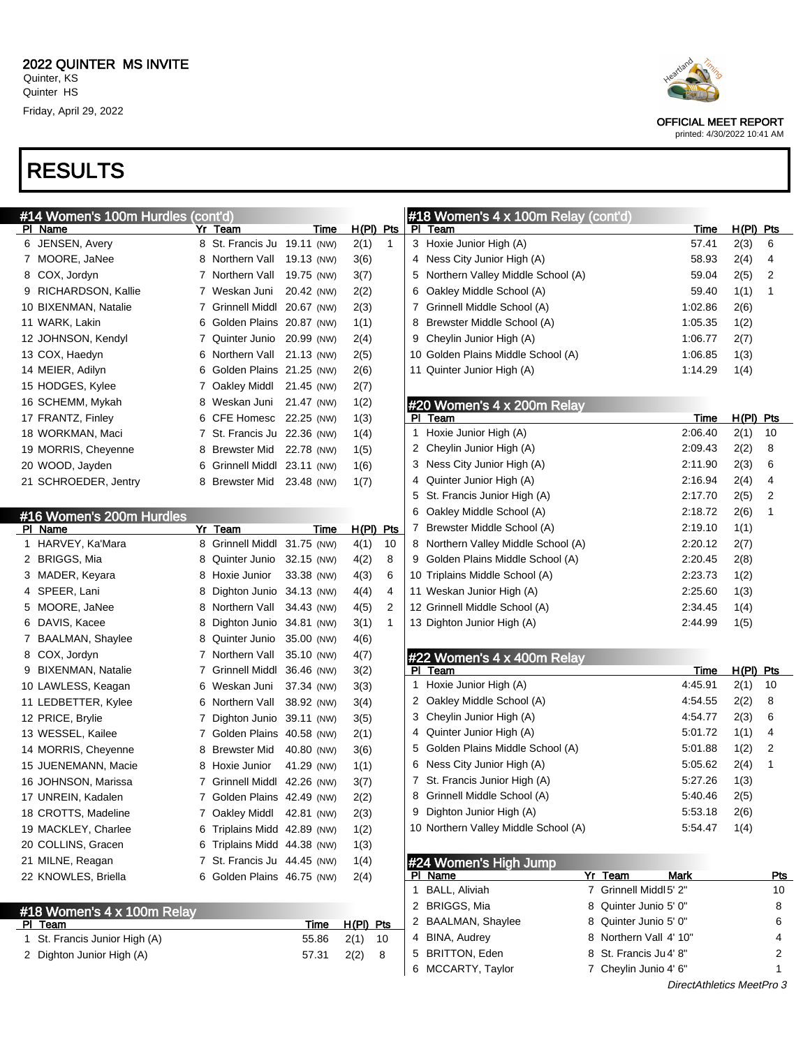# RESULTS

## #14 Women's 100m Hurdles (cont'd)

| Pl | Name | Yr | Team | Time | H(Pl) | Pts |
|---|---|---|---|---|---|---|
| 6 | JENSEN, Avery | 8 | St. Francis Ju | 19.11 (NW) | 2(1) | 1 |
| 7 | MOORE, JaNee | 8 | Northern Vall | 19.13 (NW) | 3(6) | |
| 8 | COX, Jordyn | 7 | Northern Vall | 19.75 (NW) | 3(7) | |
| 9 | RICHARDSON, Kallie | 7 | Weskan Juni | 20.42 (NW) | 2(2) | |
| 10 | BIXENMAN, Natalie | 7 | Grinnell Middl | 20.67 (NW) | 2(3) | |
| 11 | WARK, Lakin | 6 | Golden Plains | 20.87 (NW) | 1(1) | |
| 12 | JOHNSON, Kendyl | 7 | Quinter Junio | 20.99 (NW) | 2(4) | |
| 13 | COX, Haedyn | 6 | Northern Vall | 21.13 (NW) | 2(5) | |
| 14 | MEIER, Adilyn | 6 | Golden Plains | 21.25 (NW) | 2(6) | |
| 15 | HODGES, Kylee | 7 | Oakley Middl | 21.45 (NW) | 2(7) | |
| 16 | SCHEMM, Mykah | 8 | Weskan Juni | 21.47 (NW) | 1(2) | |
| 17 | FRANTZ, Finley | 6 | CFE Homesc | 22.25 (NW) | 1(3) | |
| 18 | WORKMAN, Maci | 7 | St. Francis Ju | 22.36 (NW) | 1(4) | |
| 19 | MORRIS, Cheyenne | 8 | Brewster Mid | 22.78 (NW) | 1(5) | |
| 20 | WOOD, Jayden | 6 | Grinnell Middl | 23.11 (NW) | 1(6) | |
| 21 | SCHROEDER, Jentry | 8 | Brewster Mid | 23.48 (NW) | 1(7) | |

## #16 Women's 200m Hurdles

| Pl | Name | Yr | Team | Time | H(Pl) | Pts |
|---|---|---|---|---|---|---|
| 1 | HARVEY, Ka'Mara | 8 | Grinnell Middl | 31.75 (NW) | 4(1) | 10 |
| 2 | BRIGGS, Mia | 8 | Quinter Junio | 32.15 (NW) | 4(2) | 8 |
| 3 | MADER, Keyara | 8 | Hoxie Junior | 33.38 (NW) | 4(3) | 6 |
| 4 | SPEER, Lani | 8 | Dighton Junio | 34.13 (NW) | 4(4) | 4 |
| 5 | MOORE, JaNee | 8 | Northern Vall | 34.43 (NW) | 4(5) | 2 |
| 6 | DAVIS, Kacee | 8 | Dighton Junio | 34.81 (NW) | 3(1) | 1 |
| 7 | BAALMAN, Shaylee | 8 | Quinter Junio | 35.00 (NW) | 4(6) | |
| 8 | COX, Jordyn | 7 | Northern Vall | 35.10 (NW) | 4(7) | |
| 9 | BIXENMAN, Natalie | 7 | Grinnell Middl | 36.46 (NW) | 3(2) | |
| 10 | LAWLESS, Keagan | 6 | Weskan Juni | 37.34 (NW) | 3(3) | |
| 11 | LEDBETTER, Kylee | 6 | Northern Vall | 38.92 (NW) | 3(4) | |
| 12 | PRICE, Brylie | 7 | Dighton Junio | 39.11 (NW) | 3(5) | |
| 13 | WESSEL, Kailee | 7 | Golden Plains | 40.58 (NW) | 2(1) | |
| 14 | MORRIS, Cheyenne | 8 | Brewster Mid | 40.80 (NW) | 3(6) | |
| 15 | JUENEMANN, Macie | 8 | Hoxie Junior | 41.29 (NW) | 1(1) | |
| 16 | JOHNSON, Marissa | 7 | Grinnell Middl | 42.26 (NW) | 3(7) | |
| 17 | UNREIN, Kadalen | 7 | Golden Plains | 42.49 (NW) | 2(2) | |
| 18 | CROTTS, Madeline | 7 | Oakley Middl | 42.81 (NW) | 2(3) | |
| 19 | MACKLEY, Charlee | 6 | Triplains Midd | 42.89 (NW) | 1(2) | |
| 20 | COLLINS, Gracen | 6 | Triplains Midd | 44.38 (NW) | 1(3) | |
| 21 | MILNE, Reagan | 7 | St. Francis Ju | 44.45 (NW) | 1(4) | |
| 22 | KNOWLES, Briella | 6 | Golden Plains | 46.75 (NW) | 2(4) | |

## #18 Women's 4 x 100m Relay

| Pl | Team | Time | H(Pl) | Pts |
|---|---|---|---|---|
| 1 | St. Francis Junior High (A) | 55.86 | 2(1) | 10 |
| 2 | Dighton Junior High (A) | 57.31 | 2(2) | 8 |
| 3 | Hoxie Junior High (A) | 57.41 | 2(3) | 6 |
| 4 | Ness City Junior High (A) | 58.93 | 2(4) | 4 |
| 5 | Northern Valley Middle School (A) | 59.04 | 2(5) | 2 |
| 6 | Oakley Middle School (A) | 59.40 | 1(1) | 1 |
| 7 | Grinnell Middle School (A) | 1:02.86 | 2(6) | |
| 8 | Brewster Middle School (A) | 1:05.35 | 1(2) | |
| 9 | Cheylin Junior High (A) | 1:06.77 | 2(7) | |
| 10 | Golden Plains Middle School (A) | 1:06.85 | 1(3) | |
| 11 | Quinter Junior High (A) | 1:14.29 | 1(4) | |

## #20 Women's 4 x 200m Relay

| Pl | Team | Time | H(Pl) | Pts |
|---|---|---|---|---|
| 1 | Hoxie Junior High (A) | 2:06.40 | 2(1) | 10 |
| 2 | Cheylin Junior High (A) | 2:09.43 | 2(2) | 8 |
| 3 | Ness City Junior High (A) | 2:11.90 | 2(3) | 6 |
| 4 | Quinter Junior High (A) | 2:16.94 | 2(4) | 4 |
| 5 | St. Francis Junior High (A) | 2:17.70 | 2(5) | 2 |
| 6 | Oakley Middle School (A) | 2:18.72 | 2(6) | 1 |
| 7 | Brewster Middle School (A) | 2:19.10 | 1(1) | |
| 8 | Northern Valley Middle School (A) | 2:20.12 | 2(7) | |
| 9 | Golden Plains Middle School (A) | 2:20.45 | 2(8) | |
| 10 | Triplains Middle School (A) | 2:23.73 | 1(2) | |
| 11 | Weskan Junior High (A) | 2:25.60 | 1(3) | |
| 12 | Grinnell Middle School (A) | 2:34.45 | 1(4) | |
| 13 | Dighton Junior High (A) | 2:44.99 | 1(5) | |

## #22 Women's 4 x 400m Relay

| Pl | Team | Time | H(Pl) | Pts |
|---|---|---|---|---|
| 1 | Hoxie Junior High (A) | 4:45.91 | 2(1) | 10 |
| 2 | Oakley Middle School (A) | 4:54.55 | 2(2) | 8 |
| 3 | Cheylin Junior High (A) | 4:54.77 | 2(3) | 6 |
| 4 | Quinter Junior High (A) | 5:01.72 | 1(1) | 4 |
| 5 | Golden Plains Middle School (A) | 5:01.88 | 1(2) | 2 |
| 6 | Ness City Junior High (A) | 5:05.62 | 2(4) | 1 |
| 7 | St. Francis Junior High (A) | 5:27.26 | 1(3) | |
| 8 | Grinnell Middle School (A) | 5:40.46 | 2(5) | |
| 9 | Dighton Junior High (A) | 5:53.18 | 2(6) | |
| 10 | Northern Valley Middle School (A) | 5:54.47 | 1(4) | |

## #24 Women's High Jump

| Pl | Name | Yr | Team | Mark | Pts |
|---|---|---|---|---|---|
| 1 | BALL, Aliviah | 7 | Grinnell Middl | 5' 2" | 10 |
| 2 | BRIGGS, Mia | 8 | Quinter Junio | 5' 0" | 8 |
| 2 | BAALMAN, Shaylee | 8 | Quinter Junio | 5' 0" | 6 |
| 4 | BINA, Audrey | 8 | Northern Vall | 4' 10" | 4 |
| 5 | BRITTON, Eden | 8 | St. Francis Ju | 4' 8" | 2 |
| 6 | MCCARTY, Taylor | 7 | Cheylin Junio | 4' 6" | 1 |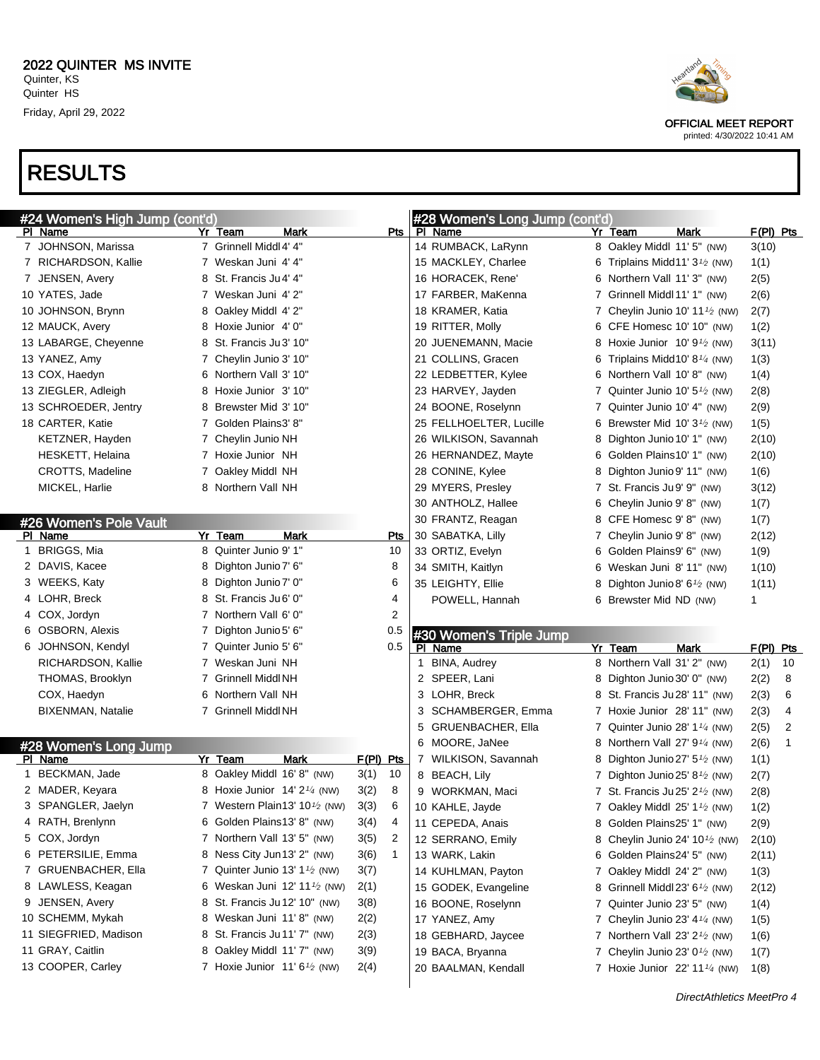## 2022 QUINTER MS INVITE

Quinter, KS
Quinter HS
Friday, April 29, 2022

OFFICIAL MEET REPORT
printed: 4/30/2022 10:41 AM

# RESULTS

### #24 Women's High Jump (cont'd)

| Pl | Name | Yr | Team | Mark | Pts |
|---|---|---|---|---|---|
| 7 | JOHNSON, Marissa | 7 | Grinnell Middl | 4' 4" | |
| 7 | RICHARDSON, Kallie | 7 | Weskan Juni | 4' 4" | |
| 7 | JENSEN, Avery | 8 | St. Francis Ju | 4' 4" | |
| 10 | YATES, Jade | 7 | Weskan Juni | 4' 2" | |
| 10 | JOHNSON, Brynn | 8 | Oakley Middl | 4' 2" | |
| 12 | MAUCK, Avery | 8 | Hoxie Junior | 4' 0" | |
| 13 | LABARGE, Cheyenne | 8 | St. Francis Ju | 3' 10" | |
| 13 | YANEZ, Amy | 7 | Cheylin Junio | 3' 10" | |
| 13 | COX, Haedyn | 6 | Northern Vall | 3' 10" | |
| 13 | ZIEGLER, Adleigh | 8 | Hoxie Junior | 3' 10" | |
| 13 | SCHROEDER, Jentry | 8 | Brewster Mid | 3' 10" | |
| 18 | CARTER, Katie | 7 | Golden Plains | 3' 8" | |
| | KETZNER, Hayden | 7 | Cheylin Junio | NH | |
| | HESKETT, Helaina | 7 | Hoxie Junior | NH | |
| | CROTTS, Madeline | 7 | Oakley Middl | NH | |
| | MICKEL, Harlie | 8 | Northern Vall | NH | |

### #26 Women's Pole Vault

| Pl | Name | Yr | Team | Mark | Pts |
|---|---|---|---|---|---|
| 1 | BRIGGS, Mia | 8 | Quinter Junio | 9' 1" | 10 |
| 2 | DAVIS, Kacee | 8 | Dighton Junio | 7' 6" | 8 |
| 3 | WEEKS, Katy | 8 | Dighton Junio | 7' 0" | 6 |
| 4 | LOHR, Breck | 8 | St. Francis Ju | 6' 0" | 4 |
| 4 | COX, Jordyn | 7 | Northern Vall | 6' 0" | 2 |
| 6 | OSBORN, Alexis | 7 | Dighton Junio | 5' 6" | 0.5 |
| 6 | JOHNSON, Kendyl | 7 | Quinter Junio | 5' 6" | 0.5 |
| | RICHARDSON, Kallie | 7 | Weskan Juni | NH | |
| | THOMAS, Brooklyn | 7 | Grinnell Middl | NH | |
| | COX, Haedyn | 6 | Northern Vall | NH | |
| | BIXENMAN, Natalie | 7 | Grinnell Middl | NH | |

### #28 Women's Long Jump

| Pl | Name | Yr | Team | Mark | F(Pl) | Pts |
|---|---|---|---|---|---|---|
| 1 | BECKMAN, Jade | 8 | Oakley Middl | 16' 8" (NW) | 3(1) | 10 |
| 2 | MADER, Keyara | 8 | Hoxie Junior | 14' 2¼ (NW) | 3(2) | 8 |
| 3 | SPANGLER, Jaelyn | 7 | Western Plain | 13' 10½ (NW) | 3(3) | 6 |
| 4 | RATH, Brenlynn | 6 | Golden Plains | 13' 8" (NW) | 3(4) | 4 |
| 5 | COX, Jordyn | 7 | Northern Vall | 13' 5" (NW) | 3(5) | 2 |
| 6 | PETERSILIE, Emma | 8 | Ness City Jun | 13' 2" (NW) | 3(6) | 1 |
| 7 | GRUENBACHER, Ella | 7 | Quinter Junio | 13' 1½ (NW) | 3(7) | |
| 8 | LAWLESS, Keagan | 6 | Weskan Juni | 12' 11½ (NW) | 2(1) | |
| 9 | JENSEN, Avery | 8 | St. Francis Ju | 12' 10" (NW) | 3(8) | |
| 10 | SCHEMM, Mykah | 8 | Weskan Juni | 11' 8" (NW) | 2(2) | |
| 11 | SIEGFRIED, Madison | 8 | St. Francis Ju | 11' 7" (NW) | 2(3) | |
| 11 | GRAY, Caitlin | 8 | Oakley Middl | 11' 7" (NW) | 3(9) | |
| 13 | COOPER, Carley | 7 | Hoxie Junior | 11' 6½ (NW) | 2(4) | |
| 14 | RUMBACK, LaRynn | 8 | Oakley Middl | 11' 5" (NW) | 3(10) | |
| 15 | MACKLEY, Charlee | 6 | Triplains Midd | 11' 3½ (NW) | 1(1) | |
| 16 | HORACEK, Rene' | 6 | Northern Vall | 11' 3" (NW) | 2(5) | |
| 17 | FARBER, MaKenna | 7 | Grinnell Middl | 11' 1" (NW) | 2(6) | |
| 18 | KRAMER, Katia | 7 | Cheylin Junio | 10' 11½ (NW) | 2(7) | |
| 19 | RITTER, Molly | 6 | CFE Homesc | 10' 10" (NW) | 1(2) | |
| 20 | JUENEMANN, Macie | 8 | Hoxie Junior | 10' 9½ (NW) | 3(11) | |
| 21 | COLLINS, Gracen | 6 | Triplains Midd | 10' 8¼ (NW) | 1(3) | |
| 22 | LEDBETTER, Kylee | 6 | Northern Vall | 10' 8" (NW) | 1(4) | |
| 23 | HARVEY, Jayden | 7 | Quinter Junio | 10' 5½ (NW) | 2(8) | |
| 24 | BOONE, Roselynn | 7 | Quinter Junio | 10' 4" (NW) | 2(9) | |
| 25 | FELLHOELTER, Lucille | 6 | Brewster Mid | 10' 3½ (NW) | 1(5) | |
| 26 | WILKISON, Savannah | 8 | Dighton Junio | 10' 1" (NW) | 2(10) | |
| 26 | HERNANDEZ, Mayte | 6 | Golden Plains | 10' 1" (NW) | 2(10) | |
| 28 | CONINE, Kylee | 8 | Dighton Junio | 9' 11" (NW) | 1(6) | |
| 29 | MYERS, Presley | 7 | St. Francis Ju | 9' 9" (NW) | 3(12) | |
| 30 | ANTHOLZ, Hallee | 6 | Cheylin Junio | 9' 8" (NW) | 1(7) | |
| 30 | FRANTZ, Reagan | 8 | CFE Homesc | 9' 8" (NW) | 1(7) | |
| 30 | SABATKA, Lilly | 7 | Cheylin Junio | 9' 8" (NW) | 2(12) | |
| 33 | ORTIZ, Evelyn | 6 | Golden Plains | 9' 6" (NW) | 1(9) | |
| 34 | SMITH, Kaitlyn | 6 | Weskan Juni | 8' 11" (NW) | 1(10) | |
| 35 | LEIGHTY, Ellie | 8 | Dighton Junio | 8' 6½ (NW) | 1(11) | |
| | POWELL, Hannah | 6 | Brewster Mid | ND (NW) | 1 | |

### #30 Women's Triple Jump

| Pl | Name | Yr | Team | Mark | F(Pl) | Pts |
|---|---|---|---|---|---|---|
| 1 | BINA, Audrey | 8 | Northern Vall | 31' 2" (NW) | 2(1) | 10 |
| 2 | SPEER, Lani | 8 | Dighton Junio | 30' 0" (NW) | 2(2) | 8 |
| 3 | LOHR, Breck | 8 | St. Francis Ju | 28' 11" (NW) | 2(3) | 6 |
| 3 | SCHAMBERGER, Emma | 7 | Hoxie Junior | 28' 11" (NW) | 2(3) | 4 |
| 5 | GRUENBACHER, Ella | 7 | Quinter Junio | 28' 1¼ (NW) | 2(5) | 2 |
| 6 | MOORE, JaNee | 8 | Northern Vall | 27' 9¼ (NW) | 2(6) | 1 |
| 7 | WILKISON, Savannah | 8 | Dighton Junio | 27' 5½ (NW) | 1(1) | |
| 8 | BEACH, Lily | 7 | Dighton Junio | 25' 8½ (NW) | 2(7) | |
| 9 | WORKMAN, Maci | 7 | St. Francis Ju | 25' 2½ (NW) | 2(8) | |
| 10 | KAHLE, Jayde | 7 | Oakley Middl | 25' 1½ (NW) | 1(2) | |
| 11 | CEPEDA, Anais | 8 | Golden Plains | 25' 1" (NW) | 2(9) | |
| 12 | SERRANO, Emily | 8 | Cheylin Junio | 24' 10½ (NW) | 2(10) | |
| 13 | WARK, Lakin | 6 | Golden Plains | 24' 5" (NW) | 2(11) | |
| 14 | KUHLMAN, Payton | 7 | Oakley Middl | 24' 2" (NW) | 1(3) | |
| 15 | GODEK, Evangeline | 8 | Grinnell Middl | 23' 6½ (NW) | 2(12) | |
| 16 | BOONE, Roselynn | 7 | Quinter Junio | 23' 5" (NW) | 1(4) | |
| 17 | YANEZ, Amy | 7 | Cheylin Junio | 23' 4¼ (NW) | 1(5) | |
| 18 | GEBHARD, Jaycee | 7 | Northern Vall | 23' 2½ (NW) | 1(6) | |
| 19 | BACA, Bryanna | 7 | Cheylin Junio | 23' 0½ (NW) | 1(7) | |
| 20 | BAALMAN, Kendall | 7 | Hoxie Junior | 22' 11¼ (NW) | 1(8) | |

DirectAthletics MeetPro 4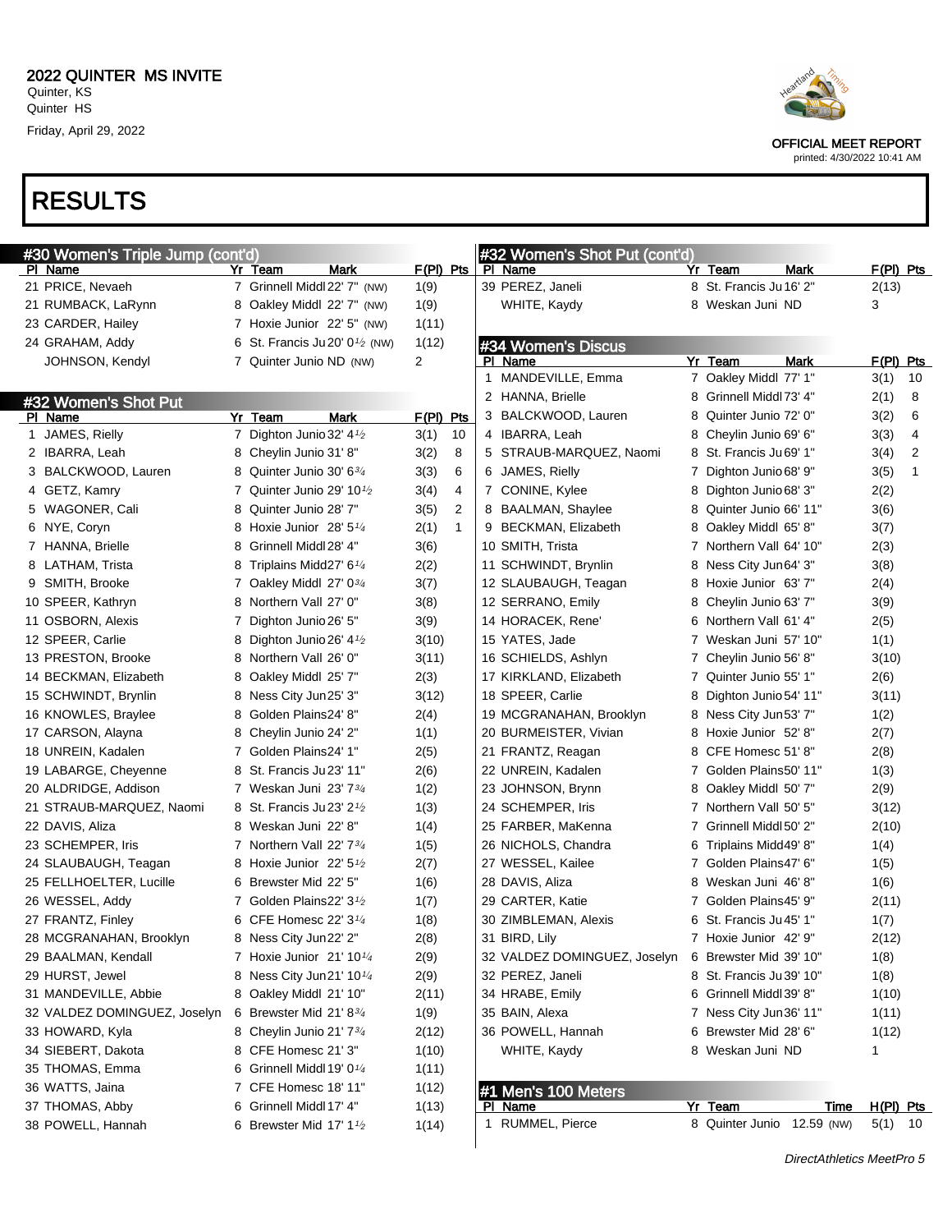2022 QUINTER MS INVITE
Quinter, KS
Quinter HS
Friday, April 29, 2022

OFFICIAL MEET REPORT
printed: 4/30/2022 10:41 AM

# RESULTS

## #30 Women's Triple Jump (cont'd)

| Pl | Name | Yr | Team | Mark | F(Pl) | Pts |
|---|---|---|---|---|---|---|
| 21 | PRICE, Nevaeh | 7 | Grinnell Middl | 22' 7" (NW) | 1(9) | |
| 21 | RUMBACK, LaRynn | 8 | Oakley Middl | 22' 7" (NW) | 1(9) | |
| 23 | CARDER, Hailey | 7 | Hoxie Junior | 22' 5" (NW) | 1(11) | |
| 24 | GRAHAM, Addy | 6 | St. Francis Ju | 20' 0½ (NW) | 1(12) | |
| | JOHNSON, Kendyl | 7 | Quinter Junio | ND (NW) | 2 | |

## #32 Women's Shot Put

| Pl | Name | Yr | Team | Mark | F(Pl) | Pts |
|---|---|---|---|---|---|---|
| 1 | JAMES, Rielly | 7 | Dighton Junio | 32' 4½ | 3(1) | 10 |
| 2 | IBARRA, Leah | 8 | Cheylin Junio | 31' 8" | 3(2) | 8 |
| 3 | BALCKWOOD, Lauren | 8 | Quinter Junio | 30' 6¾ | 3(3) | 6 |
| 4 | GETZ, Kamry | 7 | Quinter Junio | 29' 10½ | 3(4) | 4 |
| 5 | WAGONER, Cali | 8 | Quinter Junio | 28' 7" | 3(5) | 2 |
| 6 | NYE, Coryn | 8 | Hoxie Junior | 28' 5¼ | 2(1) | 1 |
| 7 | HANNA, Brielle | 8 | Grinnell Middl | 28' 4" | 3(6) | |
| 8 | LATHAM, Trista | 8 | Triplains Midd | 27' 6¼ | 2(2) | |
| 9 | SMITH, Brooke | 7 | Oakley Middl | 27' 0¾ | 3(7) | |
| 10 | SPEER, Kathryn | 8 | Northern Vall | 27' 0" | 3(8) | |
| 11 | OSBORN, Alexis | 7 | Dighton Junio | 26' 5" | 3(9) | |
| 12 | SPEER, Carlie | 8 | Dighton Junio | 26' 4½ | 3(10) | |
| 13 | PRESTON, Brooke | 8 | Northern Vall | 26' 0" | 3(11) | |
| 14 | BECKMAN, Elizabeth | 8 | Oakley Middl | 25' 7" | 2(3) | |
| 15 | SCHWINDT, Brynlin | 8 | Ness City Jun | 25' 3" | 3(12) | |
| 16 | KNOWLES, Braylee | 8 | Golden Plains | 24' 8" | 2(4) | |
| 17 | CARSON, Alayna | 8 | Cheylin Junio | 24' 2" | 1(1) | |
| 18 | UNREIN, Kadalen | 7 | Golden Plains | 24' 1" | 2(5) | |
| 19 | LABARGE, Cheyenne | 8 | St. Francis Ju | 23' 11" | 2(6) | |
| 20 | ALDRIDGE, Addison | 7 | Weskan Juni | 23' 7¾ | 1(2) | |
| 21 | STRAUB-MARQUEZ, Naomi | 8 | St. Francis Ju | 23' 2½ | 1(3) | |
| 22 | DAVIS, Aliza | 8 | Weskan Juni | 22' 8" | 1(4) | |
| 23 | SCHEMPER, Iris | 7 | Northern Vall | 22' 7¾ | 1(5) | |
| 24 | SLAUBAUGH, Teagan | 8 | Hoxie Junior | 22' 5½ | 2(7) | |
| 25 | FELLHOELTER, Lucille | 6 | Brewster Mid | 22' 5" | 1(6) | |
| 26 | WESSEL, Addy | 7 | Golden Plains | 22' 3½ | 1(7) | |
| 27 | FRANTZ, Finley | 6 | CFE Homesc | 22' 3¼ | 1(8) | |
| 28 | MCGRANAHAN, Brooklyn | 8 | Ness City Jun | 22' 2" | 2(8) | |
| 29 | BAALMAN, Kendall | 7 | Hoxie Junior | 21' 10¼ | 2(9) | |
| 29 | HURST, Jewel | 8 | Ness City Jun | 21' 10¼ | 2(9) | |
| 31 | MANDEVILLE, Abbie | 8 | Oakley Middl | 21' 10" | 2(11) | |
| 32 | VALDEZ DOMINGUEZ, Joselyn | 6 | Brewster Mid | 21' 8¾ | 1(9) | |
| 33 | HOWARD, Kyla | 8 | Cheylin Junio | 21' 7¾ | 2(12) | |
| 34 | SIEBERT, Dakota | 8 | CFE Homesc | 21' 3" | 1(10) | |
| 35 | THOMAS, Emma | 6 | Grinnell Middl | 19' 0¼ | 1(11) | |
| 36 | WATTS, Jaina | 7 | CFE Homesc | 18' 11" | 1(12) | |
| 37 | THOMAS, Abby | 6 | Grinnell Middl | 17' 4" | 1(13) | |
| 38 | POWELL, Hannah | 6 | Brewster Mid | 17' 1½ | 1(14) | |
| 39 | PEREZ, Janeli | 8 | St. Francis Ju | 16' 2" | 2(13) | |
| | WHITE, Kaydy | 8 | Weskan Juni | ND | 3 | |

## #34 Women's Discus

| Pl | Name | Yr | Team | Mark | F(Pl) | Pts |
|---|---|---|---|---|---|---|
| 1 | MANDEVILLE, Emma | 7 | Oakley Middl | 77' 1" | 3(1) | 10 |
| 2 | HANNA, Brielle | 8 | Grinnell Middl | 73' 4" | 2(1) | 8 |
| 3 | BALCKWOOD, Lauren | 8 | Quinter Junio | 72' 0" | 3(2) | 6 |
| 4 | IBARRA, Leah | 8 | Cheylin Junio | 69' 6" | 3(3) | 4 |
| 5 | STRAUB-MARQUEZ, Naomi | 8 | St. Francis Ju | 69' 1" | 3(4) | 2 |
| 6 | JAMES, Rielly | 7 | Dighton Junio | 68' 9" | 3(5) | 1 |
| 7 | CONINE, Kylee | 8 | Dighton Junio | 68' 3" | 2(2) | |
| 8 | BAALMAN, Shaylee | 8 | Quinter Junio | 66' 11" | 3(6) | |
| 9 | BECKMAN, Elizabeth | 8 | Oakley Middl | 65' 8" | 3(7) | |
| 10 | SMITH, Trista | 7 | Northern Vall | 64' 10" | 2(3) | |
| 11 | SCHWINDT, Brynlin | 8 | Ness City Jun | 64' 3" | 3(8) | |
| 12 | SLAUBAUGH, Teagan | 8 | Hoxie Junior | 63' 7" | 2(4) | |
| 12 | SERRANO, Emily | 8 | Cheylin Junio | 63' 7" | 3(9) | |
| 14 | HORACEK, Rene' | 6 | Northern Vall | 61' 4" | 2(5) | |
| 15 | YATES, Jade | 7 | Weskan Juni | 57' 10" | 1(1) | |
| 16 | SCHIELDS, Ashlyn | 7 | Cheylin Junio | 56' 8" | 3(10) | |
| 17 | KIRKLAND, Elizabeth | 7 | Quinter Junio | 55' 1" | 2(6) | |
| 18 | SPEER, Carlie | 8 | Dighton Junio | 54' 11" | 3(11) | |
| 19 | MCGRANAHAN, Brooklyn | 8 | Ness City Jun | 53' 7" | 1(2) | |
| 20 | BURMEISTER, Vivian | 8 | Hoxie Junior | 52' 8" | 2(7) | |
| 21 | FRANTZ, Reagan | 8 | CFE Homesc | 51' 8" | 2(8) | |
| 22 | UNREIN, Kadalen | 7 | Golden Plains | 50' 11" | 1(3) | |
| 23 | JOHNSON, Brynn | 8 | Oakley Middl | 50' 7" | 2(9) | |
| 24 | SCHEMPER, Iris | 7 | Northern Vall | 50' 5" | 3(12) | |
| 25 | FARBER, MaKenna | 7 | Grinnell Middl | 50' 2" | 2(10) | |
| 26 | NICHOLS, Chandra | 6 | Triplains Midd | 49' 8" | 1(4) | |
| 27 | WESSEL, Kailee | 7 | Golden Plains | 47' 6" | 1(5) | |
| 28 | DAVIS, Aliza | 8 | Weskan Juni | 46' 8" | 1(6) | |
| 29 | CARTER, Katie | 7 | Golden Plains | 45' 9" | 2(11) | |
| 30 | ZIMBLEMAN, Alexis | 6 | St. Francis Ju | 45' 1" | 1(7) | |
| 31 | BIRD, Lily | 7 | Hoxie Junior | 42' 9" | 2(12) | |
| 32 | VALDEZ DOMINGUEZ, Joselyn | 6 | Brewster Mid | 39' 10" | 1(8) | |
| 32 | PEREZ, Janeli | 8 | St. Francis Ju | 39' 10" | 1(8) | |
| 34 | HRABE, Emily | 6 | Grinnell Middl | 39' 8" | 1(10) | |
| 35 | BAIN, Alexa | 7 | Ness City Jun | 36' 11" | 1(11) | |
| 36 | POWELL, Hannah | 6 | Brewster Mid | 28' 6" | 1(12) | |
| | WHITE, Kaydy | 8 | Weskan Juni | ND | 1 | |

## #1 Men's 100 Meters

| Pl | Name | Yr | Team | Time | H(Pl) | Pts |
|---|---|---|---|---|---|---|
| 1 | RUMMEL, Pierce | 8 | Quinter Junio | 12.59 (NW) | 5(1) | 10 |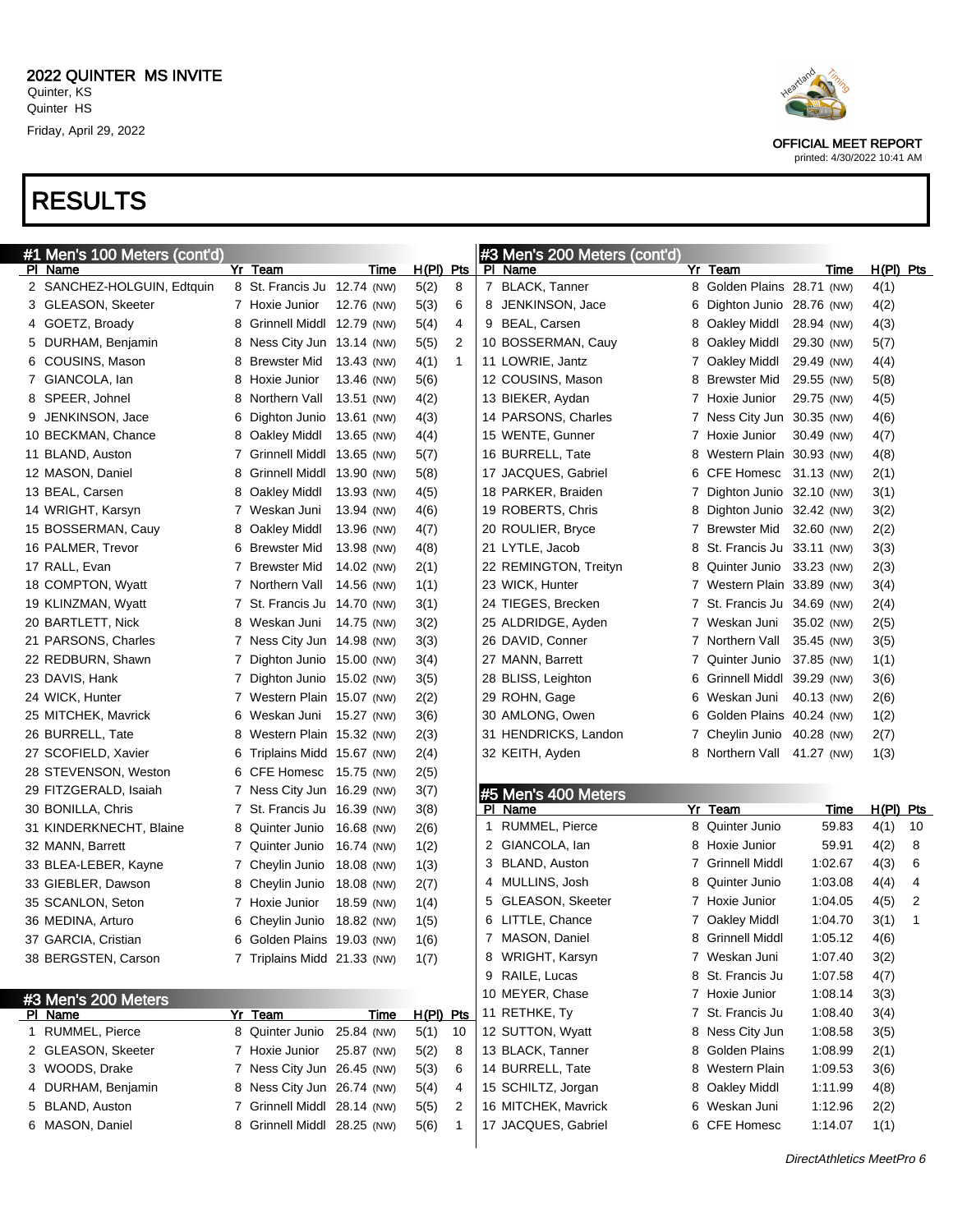# 2022 QUINTER MS INVITE

Quinter, KS
Quinter HS
Friday, April 29, 2022

OFFICIAL MEET REPORT
printed: 4/30/2022 10:41 AM

# RESULTS

## #1 Men's 100 Meters (cont'd)

| Pl | Name | Yr | Team | Time | H(Pl) | Pts |
|---|---|---|---|---|---|---|
| 2 | SANCHEZ-HOLGUIN, Edtquin | 8 | St. Francis Ju | 12.74 (NW) | 5(2) | 8 |
| 3 | GLEASON, Skeeter | 7 | Hoxie Junior | 12.76 (NW) | 5(3) | 6 |
| 4 | GOETZ, Broady | 8 | Grinnell Middl | 12.79 (NW) | 5(4) | 4 |
| 5 | DURHAM, Benjamin | 8 | Ness City Jun | 13.14 (NW) | 5(5) | 2 |
| 6 | COUSINS, Mason | 8 | Brewster Mid | 13.43 (NW) | 4(1) | 1 |
| 7 | GIANCOLA, Ian | 8 | Hoxie Junior | 13.46 (NW) | 5(6) | |
| 8 | SPEER, Johnel | 8 | Northern Vall | 13.51 (NW) | 4(2) | |
| 9 | JENKINSON, Jace | 6 | Dighton Junio | 13.61 (NW) | 4(3) | |
| 10 | BECKMAN, Chance | 8 | Oakley Middl | 13.65 (NW) | 4(4) | |
| 11 | BLAND, Auston | 7 | Grinnell Middl | 13.65 (NW) | 5(7) | |
| 12 | MASON, Daniel | 8 | Grinnell Middl | 13.90 (NW) | 5(8) | |
| 13 | BEAL, Carsen | 8 | Oakley Middl | 13.93 (NW) | 4(5) | |
| 14 | WRIGHT, Karsyn | 7 | Weskan Juni | 13.94 (NW) | 4(6) | |
| 15 | BOSSERMAN, Cauy | 8 | Oakley Middl | 13.96 (NW) | 4(7) | |
| 16 | PALMER, Trevor | 6 | Brewster Mid | 13.98 (NW) | 4(8) | |
| 17 | RALL, Evan | 7 | Brewster Mid | 14.02 (NW) | 2(1) | |
| 18 | COMPTON, Wyatt | 7 | Northern Vall | 14.56 (NW) | 1(1) | |
| 19 | KLINZMAN, Wyatt | 7 | St. Francis Ju | 14.70 (NW) | 3(1) | |
| 20 | BARTLETT, Nick | 8 | Weskan Juni | 14.75 (NW) | 3(2) | |
| 21 | PARSONS, Charles | 7 | Ness City Jun | 14.98 (NW) | 3(3) | |
| 22 | REDBURN, Shawn | 7 | Dighton Junio | 15.00 (NW) | 3(4) | |
| 23 | DAVIS, Hank | 7 | Dighton Junio | 15.02 (NW) | 3(5) | |
| 24 | WICK, Hunter | 7 | Western Plain | 15.07 (NW) | 2(2) | |
| 25 | MITCHEK, Mavrick | 6 | Weskan Juni | 15.27 (NW) | 3(6) | |
| 26 | BURRELL, Tate | 8 | Western Plain | 15.32 (NW) | 2(3) | |
| 27 | SCOFIELD, Xavier | 6 | Triplains Midd | 15.67 (NW) | 2(4) | |
| 28 | STEVENSON, Weston | 6 | CFE Homesc | 15.75 (NW) | 2(5) | |
| 29 | FITZGERALD, Isaiah | 7 | Ness City Jun | 16.29 (NW) | 3(7) | |
| 30 | BONILLA, Chris | 7 | St. Francis Ju | 16.39 (NW) | 3(8) | |
| 31 | KINDERKNECHT, Blaine | 8 | Quinter Junio | 16.68 (NW) | 2(6) | |
| 32 | MANN, Barrett | 7 | Quinter Junio | 16.74 (NW) | 1(2) | |
| 33 | BLEA-LEBER, Kayne | 7 | Cheylin Junio | 18.08 (NW) | 1(3) | |
| 33 | GIEBLER, Dawson | 8 | Cheylin Junio | 18.08 (NW) | 2(7) | |
| 35 | SCANLON, Seton | 7 | Hoxie Junior | 18.59 (NW) | 1(4) | |
| 36 | MEDINA, Arturo | 6 | Cheylin Junio | 18.82 (NW) | 1(5) | |
| 37 | GARCIA, Cristian | 6 | Golden Plains | 19.03 (NW) | 1(6) | |
| 38 | BERGSTEN, Carson | 7 | Triplains Midd | 21.33 (NW) | 1(7) | |

## #3 Men's 200 Meters

| Pl | Name | Yr | Team | Time | H(Pl) | Pts |
|---|---|---|---|---|---|---|
| 1 | RUMMEL, Pierce | 8 | Quinter Junio | 25.84 (NW) | 5(1) | 10 |
| 2 | GLEASON, Skeeter | 7 | Hoxie Junior | 25.87 (NW) | 5(2) | 8 |
| 3 | WOODS, Drake | 7 | Ness City Jun | 26.45 (NW) | 5(3) | 6 |
| 4 | DURHAM, Benjamin | 8 | Ness City Jun | 26.74 (NW) | 5(4) | 4 |
| 5 | BLAND, Auston | 7 | Grinnell Middl | 28.14 (NW) | 5(5) | 2 |
| 6 | MASON, Daniel | 8 | Grinnell Middl | 28.25 (NW) | 5(6) | 1 |
| 7 | BLACK, Tanner | 8 | Golden Plains | 28.71 (NW) | 4(1) | |
| 8 | JENKINSON, Jace | 6 | Dighton Junio | 28.76 (NW) | 4(2) | |
| 9 | BEAL, Carsen | 8 | Oakley Middl | 28.94 (NW) | 4(3) | |
| 10 | BOSSERMAN, Cauy | 8 | Oakley Middl | 29.30 (NW) | 5(7) | |
| 11 | LOWRIE, Jantz | 7 | Oakley Middl | 29.49 (NW) | 4(4) | |
| 12 | COUSINS, Mason | 8 | Brewster Mid | 29.55 (NW) | 5(8) | |
| 13 | BIEKER, Aydan | 7 | Hoxie Junior | 29.75 (NW) | 4(5) | |
| 14 | PARSONS, Charles | 7 | Ness City Jun | 30.35 (NW) | 4(6) | |
| 15 | WENTE, Gunner | 7 | Hoxie Junior | 30.49 (NW) | 4(7) | |
| 16 | BURRELL, Tate | 8 | Western Plain | 30.93 (NW) | 4(8) | |
| 17 | JACQUES, Gabriel | 6 | CFE Homesc | 31.13 (NW) | 2(1) | |
| 18 | PARKER, Braiden | 7 | Dighton Junio | 32.10 (NW) | 3(1) | |
| 19 | ROBERTS, Chris | 8 | Dighton Junio | 32.42 (NW) | 3(2) | |
| 20 | ROULIER, Bryce | 7 | Brewster Mid | 32.60 (NW) | 2(2) | |
| 21 | LYTLE, Jacob | 8 | St. Francis Ju | 33.11 (NW) | 3(3) | |
| 22 | REMINGTON, Treityn | 8 | Quinter Junio | 33.23 (NW) | 2(3) | |
| 23 | WICK, Hunter | 7 | Western Plain | 33.89 (NW) | 3(4) | |
| 24 | TIEGES, Brecken | 7 | St. Francis Ju | 34.69 (NW) | 2(4) | |
| 25 | ALDRIDGE, Ayden | 7 | Weskan Juni | 35.02 (NW) | 2(5) | |
| 26 | DAVID, Conner | 7 | Northern Vall | 35.45 (NW) | 3(5) | |
| 27 | MANN, Barrett | 7 | Quinter Junio | 37.85 (NW) | 1(1) | |
| 28 | BLISS, Leighton | 6 | Grinnell Middl | 39.29 (NW) | 3(6) | |
| 29 | ROHN, Gage | 6 | Weskan Juni | 40.13 (NW) | 2(6) | |
| 30 | AMLONG, Owen | 6 | Golden Plains | 40.24 (NW) | 1(2) | |
| 31 | HENDRICKS, Landon | 7 | Cheylin Junio | 40.28 (NW) | 2(7) | |
| 32 | KEITH, Ayden | 8 | Northern Vall | 41.27 (NW) | 1(3) | |

## #5 Men's 400 Meters

| Pl | Name | Yr | Team | Time | H(Pl) | Pts |
|---|---|---|---|---|---|---|
| 1 | RUMMEL, Pierce | 8 | Quinter Junio | 59.83 | 4(1) | 10 |
| 2 | GIANCOLA, Ian | 8 | Hoxie Junior | 59.91 | 4(2) | 8 |
| 3 | BLAND, Auston | 7 | Grinnell Middl | 1:02.67 | 4(3) | 6 |
| 4 | MULLINS, Josh | 8 | Quinter Junio | 1:03.08 | 4(4) | 4 |
| 5 | GLEASON, Skeeter | 7 | Hoxie Junior | 1:04.05 | 4(5) | 2 |
| 6 | LITTLE, Chance | 7 | Oakley Middl | 1:04.70 | 3(1) | 1 |
| 7 | MASON, Daniel | 8 | Grinnell Middl | 1:05.12 | 4(6) | |
| 8 | WRIGHT, Karsyn | 7 | Weskan Juni | 1:07.40 | 3(2) | |
| 9 | RAILE, Lucas | 8 | St. Francis Ju | 1:07.58 | 4(7) | |
| 10 | MEYER, Chase | 7 | Hoxie Junior | 1:08.14 | 3(3) | |
| 11 | RETHKE, Ty | 7 | St. Francis Ju | 1:08.40 | 3(4) | |
| 12 | SUTTON, Wyatt | 8 | Ness City Jun | 1:08.58 | 3(5) | |
| 13 | BLACK, Tanner | 8 | Golden Plains | 1:08.99 | 2(1) | |
| 14 | BURRELL, Tate | 8 | Western Plain | 1:09.53 | 3(6) | |
| 15 | SCHILTZ, Jorgan | 8 | Oakley Middl | 1:11.99 | 4(8) | |
| 16 | MITCHEK, Mavrick | 6 | Weskan Juni | 1:12.96 | 2(2) | |
| 17 | JACQUES, Gabriel | 6 | CFE Homesc | 1:14.07 | 1(1) | |

DirectAthletics MeetPro 6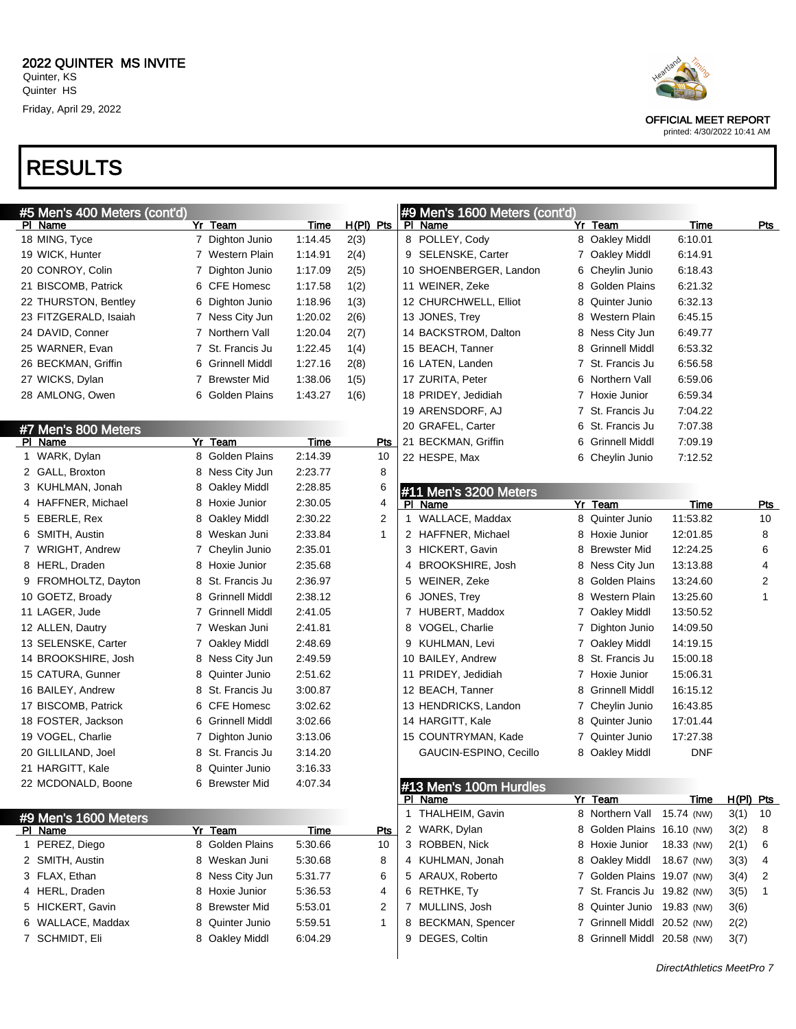# 2022 QUINTER MS INVITE

Quinter, KS
Quinter HS
Friday, April 29, 2022

OFFICIAL MEET REPORT
printed: 4/30/2022 10:41 AM

# RESULTS

## #5 Men's 400 Meters (cont'd)

| Pl | Name | Yr | Team | Time | H(Pl) | Pts |
|---|---|---|---|---|---|---|
| 18 | MING, Tyce | 7 | Dighton Junio | 1:14.45 | 2(3) | |
| 19 | WICK, Hunter | 7 | Western Plain | 1:14.91 | 2(4) | |
| 20 | CONROY, Colin | 7 | Dighton Junio | 1:17.09 | 2(5) | |
| 21 | BISCOMB, Patrick | 6 | CFE Homesc | 1:17.58 | 1(2) | |
| 22 | THURSTON, Bentley | 6 | Dighton Junio | 1:18.96 | 1(3) | |
| 23 | FITZGERALD, Isaiah | 7 | Ness City Jun | 1:20.02 | 2(6) | |
| 24 | DAVID, Conner | 7 | Northern Vall | 1:20.04 | 2(7) | |
| 25 | WARNER, Evan | 7 | St. Francis Ju | 1:22.45 | 1(4) | |
| 26 | BECKMAN, Griffin | 6 | Grinnell Middl | 1:27.16 | 2(8) | |
| 27 | WICKS, Dylan | 7 | Brewster Mid | 1:38.06 | 1(5) | |
| 28 | AMLONG, Owen | 6 | Golden Plains | 1:43.27 | 1(6) | |

## #7 Men's 800 Meters

| Pl | Name | Yr | Team | Time | Pts |
|---|---|---|---|---|---|
| 1 | WARK, Dylan | 8 | Golden Plains | 2:14.39 | 10 |
| 2 | GALL, Broxton | 8 | Ness City Jun | 2:23.77 | 8 |
| 3 | KUHLMAN, Jonah | 8 | Oakley Middl | 2:28.85 | 6 |
| 4 | HAFFNER, Michael | 8 | Hoxie Junior | 2:30.05 | 4 |
| 5 | EBERLE, Rex | 8 | Oakley Middl | 2:30.22 | 2 |
| 6 | SMITH, Austin | 8 | Weskan Juni | 2:33.84 | 1 |
| 7 | WRIGHT, Andrew | 7 | Cheylin Junio | 2:35.01 | |
| 8 | HERL, Draden | 8 | Hoxie Junior | 2:35.68 | |
| 9 | FROMHOLTZ, Dayton | 8 | St. Francis Ju | 2:36.97 | |
| 10 | GOETZ, Broady | 8 | Grinnell Middl | 2:38.12 | |
| 11 | LAGER, Jude | 7 | Grinnell Middl | 2:41.05 | |
| 12 | ALLEN, Dautry | 7 | Weskan Juni | 2:41.81 | |
| 13 | SELENSKE, Carter | 7 | Oakley Middl | 2:48.69 | |
| 14 | BROOKSHIRE, Josh | 8 | Ness City Jun | 2:49.59 | |
| 15 | CATURA, Gunner | 8 | Quinter Junio | 2:51.62 | |
| 16 | BAILEY, Andrew | 8 | St. Francis Ju | 3:00.87 | |
| 17 | BISCOMB, Patrick | 6 | CFE Homesc | 3:02.62 | |
| 18 | FOSTER, Jackson | 6 | Grinnell Middl | 3:02.66 | |
| 19 | VOGEL, Charlie | 7 | Dighton Junio | 3:13.06 | |
| 20 | GILLILAND, Joel | 8 | St. Francis Ju | 3:14.20 | |
| 21 | HARGITT, Kale | 8 | Quinter Junio | 3:16.33 | |
| 22 | MCDONALD, Boone | 6 | Brewster Mid | 4:07.34 | |

## #9 Men's 1600 Meters

| Pl | Name | Yr | Team | Time | Pts |
|---|---|---|---|---|---|
| 1 | PEREZ, Diego | 8 | Golden Plains | 5:30.66 | 10 |
| 2 | SMITH, Austin | 8 | Weskan Juni | 5:30.68 | 8 |
| 3 | FLAX, Ethan | 8 | Ness City Jun | 5:31.77 | 6 |
| 4 | HERL, Draden | 8 | Hoxie Junior | 5:36.53 | 4 |
| 5 | HICKERT, Gavin | 8 | Brewster Mid | 5:53.01 | 2 |
| 6 | WALLACE, Maddax | 8 | Quinter Junio | 5:59.51 | 1 |
| 7 | SCHMIDT, Eli | 8 | Oakley Middl | 6:04.29 | |
| 8 | POLLEY, Cody | 8 | Oakley Middl | 6:10.01 | |
| 9 | SELENSKE, Carter | 7 | Oakley Middl | 6:14.91 | |
| 10 | SHOENBERGER, Landon | 6 | Cheylin Junio | 6:18.43 | |
| 11 | WEINER, Zeke | 8 | Golden Plains | 6:21.32 | |
| 12 | CHURCHWELL, Elliot | 8 | Quinter Junio | 6:32.13 | |
| 13 | JONES, Trey | 8 | Western Plain | 6:45.15 | |
| 14 | BACKSTROM, Dalton | 8 | Ness City Jun | 6:49.77 | |
| 15 | BEACH, Tanner | 8 | Grinnell Middl | 6:53.32 | |
| 16 | LATEN, Landen | 7 | St. Francis Ju | 6:56.58 | |
| 17 | ZURITA, Peter | 6 | Northern Vall | 6:59.06 | |
| 18 | PRIDEY, Jedidiah | 7 | Hoxie Junior | 6:59.34 | |
| 19 | ARENSDORF, AJ | 7 | St. Francis Ju | 7:04.22 | |
| 20 | GRAFEL, Carter | 6 | St. Francis Ju | 7:07.38 | |
| 21 | BECKMAN, Griffin | 6 | Grinnell Middl | 7:09.19 | |
| 22 | HESPE, Max | 6 | Cheylin Junio | 7:12.52 | |

## #11 Men's 3200 Meters

| Pl | Name | Yr | Team | Time | Pts |
|---|---|---|---|---|---|
| 1 | WALLACE, Maddax | 8 | Quinter Junio | 11:53.82 | 10 |
| 2 | HAFFNER, Michael | 8 | Hoxie Junior | 12:01.85 | 8 |
| 3 | HICKERT, Gavin | 8 | Brewster Mid | 12:24.25 | 6 |
| 4 | BROOKSHIRE, Josh | 8 | Ness City Jun | 13:13.88 | 4 |
| 5 | WEINER, Zeke | 8 | Golden Plains | 13:24.60 | 2 |
| 6 | JONES, Trey | 8 | Western Plain | 13:25.60 | 1 |
| 7 | HUBERT, Maddox | 7 | Oakley Middl | 13:50.52 | |
| 8 | VOGEL, Charlie | 7 | Dighton Junio | 14:09.50 | |
| 9 | KUHLMAN, Levi | 7 | Oakley Middl | 14:19.15 | |
| 10 | BAILEY, Andrew | 8 | St. Francis Ju | 15:00.18 | |
| 11 | PRIDEY, Jedidiah | 7 | Hoxie Junior | 15:06.31 | |
| 12 | BEACH, Tanner | 8 | Grinnell Middl | 16:15.12 | |
| 13 | HENDRICKS, Landon | 7 | Cheylin Junio | 16:43.85 | |
| 14 | HARGITT, Kale | 8 | Quinter Junio | 17:01.44 | |
| 15 | COUNTRYMAN, Kade | 7 | Quinter Junio | 17:27.38 | |
| | GAUCIN-ESPINO, Cecillo | 8 | Oakley Middl | DNF | |

## #13 Men's 100m Hurdles

| Pl | Name | Yr | Team | Time | H(Pl) | Pts |
|---|---|---|---|---|---|---|
| 1 | THALHEIM, Gavin | 8 | Northern Vall | 15.74 (NW) | 3(1) | 10 |
| 2 | WARK, Dylan | 8 | Golden Plains | 16.10 (NW) | 3(2) | 8 |
| 3 | ROBBEN, Nick | 8 | Hoxie Junior | 18.33 (NW) | 2(1) | 6 |
| 4 | KUHLMAN, Jonah | 8 | Oakley Middl | 18.67 (NW) | 3(3) | 4 |
| 5 | ARAUX, Roberto | 7 | Golden Plains | 19.07 (NW) | 3(4) | 2 |
| 6 | RETHKE, Ty | 7 | St. Francis Ju | 19.82 (NW) | 3(5) | 1 |
| 7 | MULLINS, Josh | 8 | Quinter Junio | 19.83 (NW) | 3(6) | |
| 8 | BECKMAN, Spencer | 7 | Grinnell Middl | 20.52 (NW) | 2(2) | |
| 9 | DEGES, Coltin | 8 | Grinnell Middl | 20.58 (NW) | 3(7) | |

DirectAthletics MeetPro 7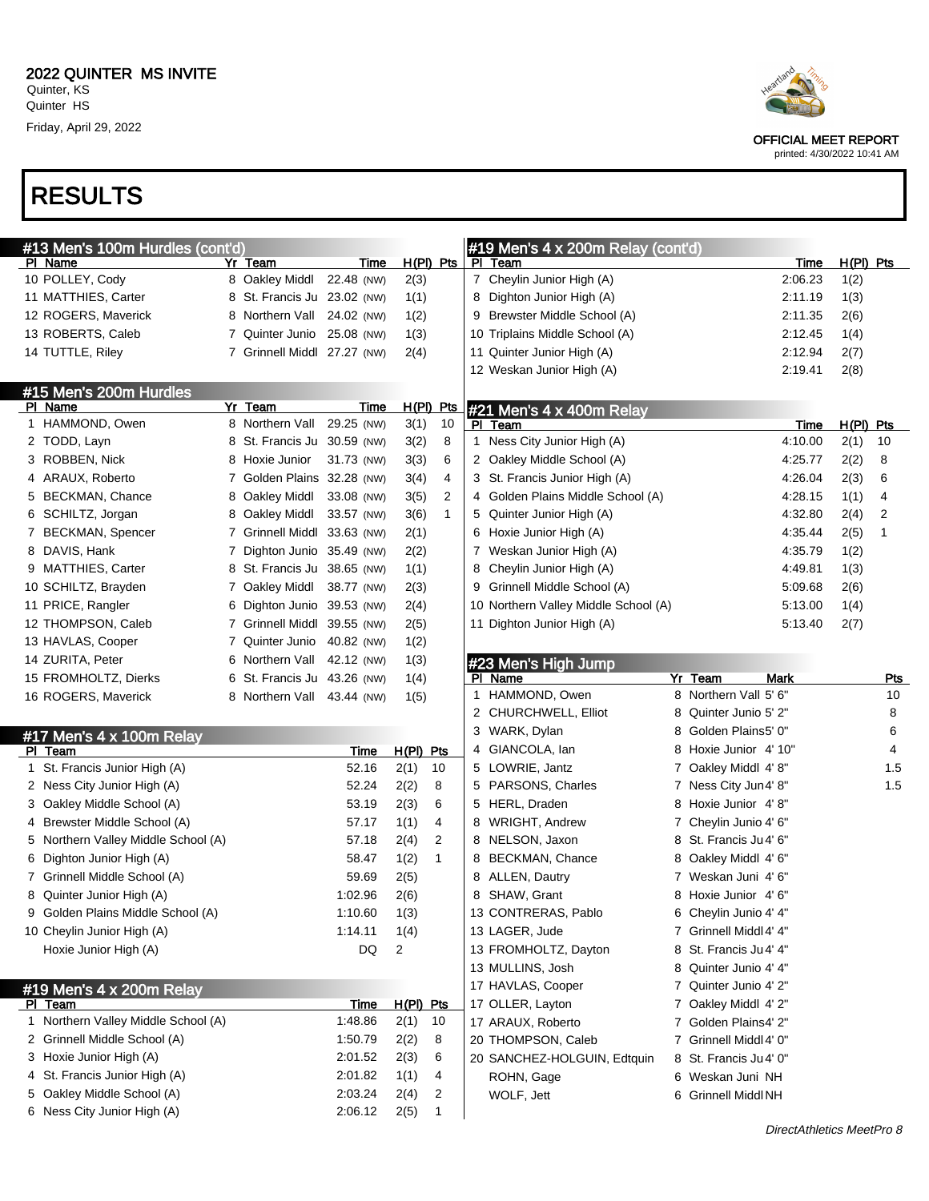# 2022 QUINTER MS INVITE

Quinter, KS
Quinter HS
Friday, April 29, 2022

OFFICIAL MEET REPORT
printed: 4/30/2022 10:41 AM

# RESULTS

## #13 Men's 100m Hurdles (cont'd)

| Pl | Name | Yr | Team | Time | H(Pl) | Pts |
|---|---|---|---|---|---|---|
| 10 | POLLEY, Cody | 8 | Oakley Middl | 22.48 (NW) | 2(3) | |
| 11 | MATTHIES, Carter | 8 | St. Francis Ju | 23.02 (NW) | 1(1) | |
| 12 | ROGERS, Maverick | 8 | Northern Vall | 24.02 (NW) | 1(2) | |
| 13 | ROBERTS, Caleb | 7 | Quinter Junio | 25.08 (NW) | 1(3) | |
| 14 | TUTTLE, Riley | 7 | Grinnell Middl | 27.27 (NW) | 2(4) | |

## #15 Men's 200m Hurdles

| Pl | Name | Yr | Team | Time | H(Pl) | Pts |
|---|---|---|---|---|---|---|
| 1 | HAMMOND, Owen | 8 | Northern Vall | 29.25 (NW) | 3(1) | 10 |
| 2 | TODD, Layn | 8 | St. Francis Ju | 30.59 (NW) | 3(2) | 8 |
| 3 | ROBBEN, Nick | 8 | Hoxie Junior | 31.73 (NW) | 3(3) | 6 |
| 4 | ARAUX, Roberto | 7 | Golden Plains | 32.28 (NW) | 3(4) | 4 |
| 5 | BECKMAN, Chance | 8 | Oakley Middl | 33.08 (NW) | 3(5) | 2 |
| 6 | SCHILTZ, Jorgan | 8 | Oakley Middl | 33.57 (NW) | 3(6) | 1 |
| 7 | BECKMAN, Spencer | 7 | Grinnell Middl | 33.63 (NW) | 2(1) | |
| 8 | DAVIS, Hank | 7 | Dighton Junio | 35.49 (NW) | 2(2) | |
| 9 | MATTHIES, Carter | 8 | St. Francis Ju | 38.65 (NW) | 1(1) | |
| 10 | SCHILTZ, Brayden | 7 | Oakley Middl | 38.77 (NW) | 2(3) | |
| 11 | PRICE, Rangler | 6 | Dighton Junio | 39.53 (NW) | 2(4) | |
| 12 | THOMPSON, Caleb | 7 | Grinnell Middl | 39.55 (NW) | 2(5) | |
| 13 | HAVLAS, Cooper | 7 | Quinter Junio | 40.82 (NW) | 1(2) | |
| 14 | ZURITA, Peter | 6 | Northern Vall | 42.12 (NW) | 1(3) | |
| 15 | FROMHOLTZ, Dierks | 6 | St. Francis Ju | 43.26 (NW) | 1(4) | |
| 16 | ROGERS, Maverick | 8 | Northern Vall | 43.44 (NW) | 1(5) | |

## #17 Men's 4 x 100m Relay

| Pl | Team | Time | H(Pl) | Pts |
|---|---|---|---|---|
| 1 | St. Francis Junior High (A) | 52.16 | 2(1) | 10 |
| 2 | Ness City Junior High (A) | 52.24 | 2(2) | 8 |
| 3 | Oakley Middle School (A) | 53.19 | 2(3) | 6 |
| 4 | Brewster Middle School (A) | 57.17 | 1(1) | 4 |
| 5 | Northern Valley Middle School (A) | 57.18 | 2(4) | 2 |
| 6 | Dighton Junior High (A) | 58.47 | 1(2) | 1 |
| 7 | Grinnell Middle School (A) | 59.69 | 2(5) | |
| 8 | Quinter Junior High (A) | 1:02.96 | 2(6) | |
| 9 | Golden Plains Middle School (A) | 1:10.60 | 1(3) | |
| 10 | Cheylin Junior High (A) | 1:14.11 | 1(4) | |
| | Hoxie Junior High (A) | DQ | 2 | |

## #19 Men's 4 x 200m Relay

| Pl | Team | Time | H(Pl) | Pts |
|---|---|---|---|---|
| 1 | Northern Valley Middle School (A) | 1:48.86 | 2(1) | 10 |
| 2 | Grinnell Middle School (A) | 1:50.79 | 2(2) | 8 |
| 3 | Hoxie Junior High (A) | 2:01.52 | 2(3) | 6 |
| 4 | St. Francis Junior High (A) | 2:01.82 | 1(1) | 4 |
| 5 | Oakley Middle School (A) | 2:03.24 | 2(4) | 2 |
| 6 | Ness City Junior High (A) | 2:06.12 | 2(5) | 1 |
| 7 | Cheylin Junior High (A) | 2:06.23 | 1(2) | |
| 8 | Dighton Junior High (A) | 2:11.19 | 1(3) | |
| 9 | Brewster Middle School (A) | 2:11.35 | 2(6) | |
| 10 | Triplains Middle School (A) | 2:12.45 | 1(4) | |
| 11 | Quinter Junior High (A) | 2:12.94 | 2(7) | |
| 12 | Weskan Junior High (A) | 2:19.41 | 2(8) | |

## #21 Men's 4 x 400m Relay

| Pl | Team | Time | H(Pl) | Pts |
|---|---|---|---|---|
| 1 | Ness City Junior High (A) | 4:10.00 | 2(1) | 10 |
| 2 | Oakley Middle School (A) | 4:25.77 | 2(2) | 8 |
| 3 | St. Francis Junior High (A) | 4:26.04 | 2(3) | 6 |
| 4 | Golden Plains Middle School (A) | 4:28.15 | 1(1) | 4 |
| 5 | Quinter Junior High (A) | 4:32.80 | 2(4) | 2 |
| 6 | Hoxie Junior High (A) | 4:35.44 | 2(5) | 1 |
| 7 | Weskan Junior High (A) | 4:35.79 | 1(2) | |
| 8 | Cheylin Junior High (A) | 4:49.81 | 1(3) | |
| 9 | Grinnell Middle School (A) | 5:09.68 | 2(6) | |
| 10 | Northern Valley Middle School (A) | 5:13.00 | 1(4) | |
| 11 | Dighton Junior High (A) | 5:13.40 | 2(7) | |

## #23 Men's High Jump

| Pl | Name | Yr | Team | Mark | Pts |
|---|---|---|---|---|---|
| 1 | HAMMOND, Owen | 8 | Northern Vall | 5' 6" | 10 |
| 2 | CHURCHWELL, Elliot | 8 | Quinter Junio | 5' 2" | 8 |
| 3 | WARK, Dylan | 8 | Golden Plains | 5' 0" | 6 |
| 4 | GIANCOLA, Ian | 8 | Hoxie Junior | 4' 10" | 4 |
| 5 | LOWRIE, Jantz | 7 | Oakley Middl | 4' 8" | 1.5 |
| 5 | PARSONS, Charles | 7 | Ness City Jun | 4' 8" | 1.5 |
| 5 | HERL, Draden | 8 | Hoxie Junior | 4' 8" | |
| 8 | WRIGHT, Andrew | 7 | Cheylin Junio | 4' 6" | |
| 8 | NELSON, Jaxon | 8 | St. Francis Ju | 4' 6" | |
| 8 | BECKMAN, Chance | 8 | Oakley Middl | 4' 6" | |
| 8 | ALLEN, Dautry | 7 | Weskan Juni | 4' 6" | |
| 8 | SHAW, Grant | 8 | Hoxie Junior | 4' 6" | |
| 13 | CONTRERAS, Pablo | 6 | Cheylin Junio | 4' 4" | |
| 13 | LAGER, Jude | 7 | Grinnell Middl | 4' 4" | |
| 13 | FROMHOLTZ, Dayton | 8 | St. Francis Ju | 4' 4" | |
| 13 | MULLINS, Josh | 8 | Quinter Junio | 4' 4" | |
| 17 | HAVLAS, Cooper | 7 | Quinter Junio | 4' 2" | |
| 17 | OLLER, Layton | 7 | Oakley Middl | 4' 2" | |
| 17 | ARAUX, Roberto | 7 | Golden Plains | 4' 2" | |
| 20 | THOMPSON, Caleb | 7 | Grinnell Middl | 4' 0" | |
| 20 | SANCHEZ-HOLGUIN, Edtquin | 8 | St. Francis Ju | 4' 0" | |
| | ROHN, Gage | 6 | Weskan Juni | NH | |
| | WOLF, Jett | 6 | Grinnell Middl | NH | |

DirectAthletics MeetPro 8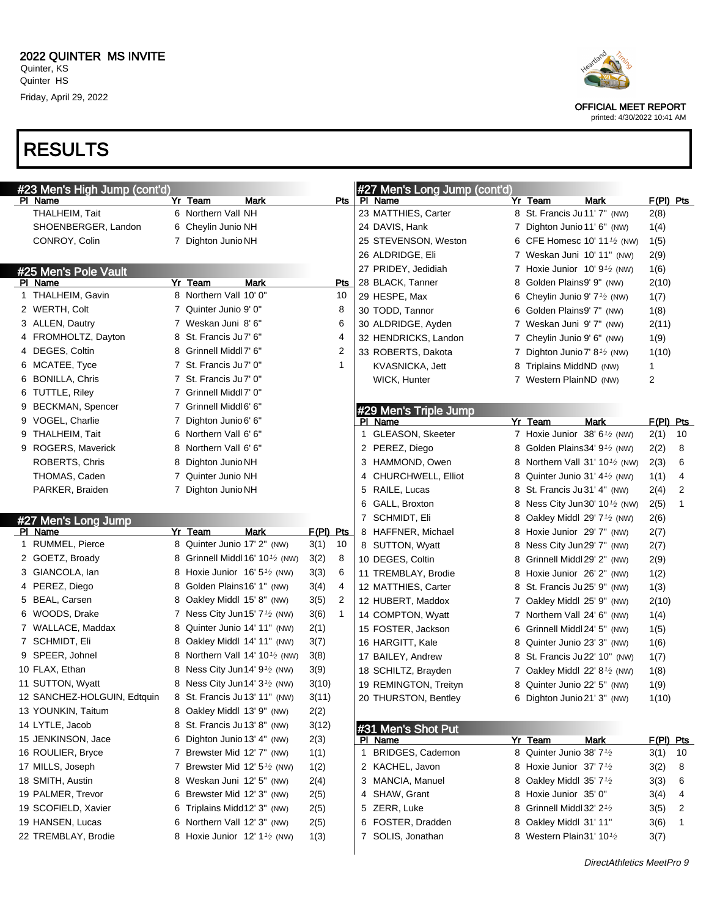## 2022 QUINTER MS INVITE

Quinter, KS
Quinter HS
Friday, April 29, 2022

OFFICIAL MEET REPORT
printed: 4/30/2022 10:41 AM

# RESULTS

### #23 Men's High Jump (cont'd)

| Pl | Name | Yr | Team | Mark | Pts |
|---|---|---|---|---|---|
| | THALHEIM, Tait | 6 | Northern Vall | NH | |
| | SHOENBERGER, Landon | 6 | Cheylin Junio | NH | |
| | CONROY, Colin | 7 | Dighton Junio | NH | |

### #25 Men's Pole Vault

| Pl | Name | Yr | Team | Mark | Pts |
|---|---|---|---|---|---|
| 1 | THALHEIM, Gavin | 8 | Northern Vall | 10' 0" | 10 |
| 2 | WERTH, Colt | 7 | Quinter Junio | 9' 0" | 8 |
| 3 | ALLEN, Dautry | 7 | Weskan Juni | 8' 6" | 6 |
| 4 | FROMHOLTZ, Dayton | 8 | St. Francis Ju | 7' 6" | 4 |
| 4 | DEGES, Coltin | 8 | Grinnell Middl | 7' 6" | 2 |
| 6 | MCATEE, Tyce | 7 | St. Francis Ju | 7' 0" | 1 |
| 6 | BONILLA, Chris | 7 | St. Francis Ju | 7' 0" | |
| 6 | TUTTLE, Riley | 7 | Grinnell Middl | 7' 0" | |
| 9 | BECKMAN, Spencer | 7 | Grinnell Middl | 6' 6" | |
| 9 | VOGEL, Charlie | 7 | Dighton Junio | 6' 6" | |
| 9 | THALHEIM, Tait | 6 | Northern Vall | 6' 6" | |
| 9 | ROGERS, Maverick | 8 | Northern Vall | 6' 6" | |
| | ROBERTS, Chris | 8 | Dighton Junio | NH | |
| | THOMAS, Caden | 7 | Quinter Junio | NH | |
| | PARKER, Braiden | 7 | Dighton Junio | NH | |

### #27 Men's Long Jump

| Pl | Name | Yr | Team | Mark | F(Pl) | Pts |
|---|---|---|---|---|---|---|
| 1 | RUMMEL, Pierce | 8 | Quinter Junio | 17' 2" (NW) | 3(1) | 10 |
| 2 | GOETZ, Broady | 8 | Grinnell Middl | 16' 10½ (NW) | 3(2) | 8 |
| 3 | GIANCOLA, Ian | 8 | Hoxie Junior | 16' 5½ (NW) | 3(3) | 6 |
| 4 | PEREZ, Diego | 8 | Golden Plains | 16' 1" (NW) | 3(4) | 4 |
| 5 | BEAL, Carsen | 8 | Oakley Middl | 15' 8" (NW) | 3(5) | 2 |
| 6 | WOODS, Drake | 7 | Ness City Jun | 15' 7½ (NW) | 3(6) | 1 |
| 7 | WALLACE, Maddax | 8 | Quinter Junio | 14' 11" (NW) | 2(1) | |
| 7 | SCHMIDT, Eli | 8 | Oakley Middl | 14' 11" (NW) | 3(7) | |
| 9 | SPEER, Johnel | 8 | Northern Vall | 14' 10½ (NW) | 3(8) | |
| 10 | FLAX, Ethan | 8 | Ness City Jun | 14' 9½ (NW) | 3(9) | |
| 11 | SUTTON, Wyatt | 8 | Ness City Jun | 14' 3½ (NW) | 3(10) | |
| 12 | SANCHEZ-HOLGUIN, Edtquin | 8 | St. Francis Ju | 13' 11" (NW) | 3(11) | |
| 13 | YOUNKIN, Taitum | 8 | Oakley Middl | 13' 9" (NW) | 2(2) | |
| 14 | LYTLE, Jacob | 8 | St. Francis Ju | 13' 8" (NW) | 3(12) | |
| 15 | JENKINSON, Jace | 6 | Dighton Junio | 13' 4" (NW) | 2(3) | |
| 16 | ROULIER, Bryce | 7 | Brewster Mid | 12' 7" (NW) | 1(1) | |
| 17 | MILLS, Joseph | 7 | Brewster Mid | 12' 5½ (NW) | 1(2) | |
| 18 | SMITH, Austin | 8 | Weskan Juni | 12' 5" (NW) | 2(4) | |
| 19 | PALMER, Trevor | 6 | Brewster Mid | 12' 3" (NW) | 2(5) | |
| 19 | SCOFIELD, Xavier | 6 | Triplains Midd | 12' 3" (NW) | 2(5) | |
| 19 | HANSEN, Lucas | 6 | Northern Vall | 12' 3" (NW) | 2(5) | |
| 22 | TREMBLAY, Brodie | 8 | Hoxie Junior | 12' 1½ (NW) | 1(3) | |

### #27 Men's Long Jump (cont'd)

| Pl | Name | Yr | Team | Mark | F(Pl) | Pts |
|---|---|---|---|---|---|---|
| 23 | MATTHIES, Carter | 8 | St. Francis Ju | 11' 7" (NW) | 2(8) | |
| 24 | DAVIS, Hank | 7 | Dighton Junio | 11' 6" (NW) | 1(4) | |
| 25 | STEVENSON, Weston | 6 | CFE Homesc | 10' 11½ (NW) | 1(5) | |
| 26 | ALDRIDGE, Eli | 7 | Weskan Juni | 10' 11" (NW) | 2(9) | |
| 27 | PRIDEY, Jedidiah | 7 | Hoxie Junior | 10' 9½ (NW) | 1(6) | |
| 28 | BLACK, Tanner | 8 | Golden Plains | 9' 9" (NW) | 2(10) | |
| 29 | HESPE, Max | 6 | Cheylin Junio | 9' 7½ (NW) | 1(7) | |
| 30 | TODD, Tannor | 6 | Golden Plains | 9' 7" (NW) | 1(8) | |
| 30 | ALDRIDGE, Ayden | 7 | Weskan Juni | 9' 7" (NW) | 2(11) | |
| 32 | HENDRICKS, Landon | 7 | Cheylin Junio | 9' 6" (NW) | 1(9) | |
| 33 | ROBERTS, Dakota | 7 | Dighton Junio | 7' 8½ (NW) | 1(10) | |
| | KVASNICKA, Jett | 8 | Triplains Midd | ND (NW) | 1 | |
| | WICK, Hunter | 7 | Western Plain | ND (NW) | 2 | |

### #29 Men's Triple Jump

| Pl | Name | Yr | Team | Mark | F(Pl) | Pts |
|---|---|---|---|---|---|---|
| 1 | GLEASON, Skeeter | 7 | Hoxie Junior | 38' 6½ (NW) | 2(1) | 10 |
| 2 | PEREZ, Diego | 8 | Golden Plains | 34' 9½ (NW) | 2(2) | 8 |
| 3 | HAMMOND, Owen | 8 | Northern Vall | 31' 10½ (NW) | 2(3) | 6 |
| 4 | CHURCHWELL, Elliot | 8 | Quinter Junio | 31' 4½ (NW) | 1(1) | 4 |
| 5 | RAILE, Lucas | 8 | St. Francis Ju | 31' 4" (NW) | 2(4) | 2 |
| 6 | GALL, Broxton | 8 | Ness City Jun | 30' 10½ (NW) | 2(5) | 1 |
| 7 | SCHMIDT, Eli | 8 | Oakley Middl | 29' 7½ (NW) | 2(6) | |
| 8 | HAFFNER, Michael | 8 | Hoxie Junior | 29' 7" (NW) | 2(7) | |
| 8 | SUTTON, Wyatt | 8 | Ness City Jun | 29' 7" (NW) | 2(7) | |
| 10 | DEGES, Coltin | 8 | Grinnell Middl | 29' 2" (NW) | 2(9) | |
| 11 | TREMBLAY, Brodie | 8 | Hoxie Junior | 26' 2" (NW) | 1(2) | |
| 12 | MATTHIES, Carter | 8 | St. Francis Ju | 25' 9" (NW) | 1(3) | |
| 12 | HUBERT, Maddox | 7 | Oakley Middl | 25' 9" (NW) | 2(10) | |
| 14 | COMPTON, Wyatt | 7 | Northern Vall | 24' 6" (NW) | 1(4) | |
| 15 | FOSTER, Jackson | 6 | Grinnell Middl | 24' 5" (NW) | 1(5) | |
| 16 | HARGITT, Kale | 8 | Quinter Junio | 23' 3" (NW) | 1(6) | |
| 17 | BAILEY, Andrew | 8 | St. Francis Ju | 22' 10" (NW) | 1(7) | |
| 18 | SCHILTZ, Brayden | 7 | Oakley Middl | 22' 8½ (NW) | 1(8) | |
| 19 | REMINGTON, Treityn | 8 | Quinter Junio | 22' 5" (NW) | 1(9) | |
| 20 | THURSTON, Bentley | 6 | Dighton Junio | 21' 3" (NW) | 1(10) | |

### #31 Men's Shot Put

| Pl | Name | Yr | Team | Mark | F(Pl) | Pts |
|---|---|---|---|---|---|---|
| 1 | BRIDGES, Cademon | 8 | Quinter Junio | 38' 7½ | 3(1) | 10 |
| 2 | KACHEL, Javon | 8 | Hoxie Junior | 37' 7½ | 3(2) | 8 |
| 3 | MANCIA, Manuel | 8 | Oakley Middl | 35' 7½ | 3(3) | 6 |
| 4 | SHAW, Grant | 8 | Hoxie Junior | 35' 0" | 3(4) | 4 |
| 5 | ZERR, Luke | 8 | Grinnell Middl | 32' 2½ | 3(5) | 2 |
| 6 | FOSTER, Dradden | 8 | Oakley Middl | 31' 11" | 3(6) | 1 |
| 7 | SOLIS, Jonathan | 8 | Western Plain | 31' 10½ | 3(7) | |

DirectAthletics MeetPro 9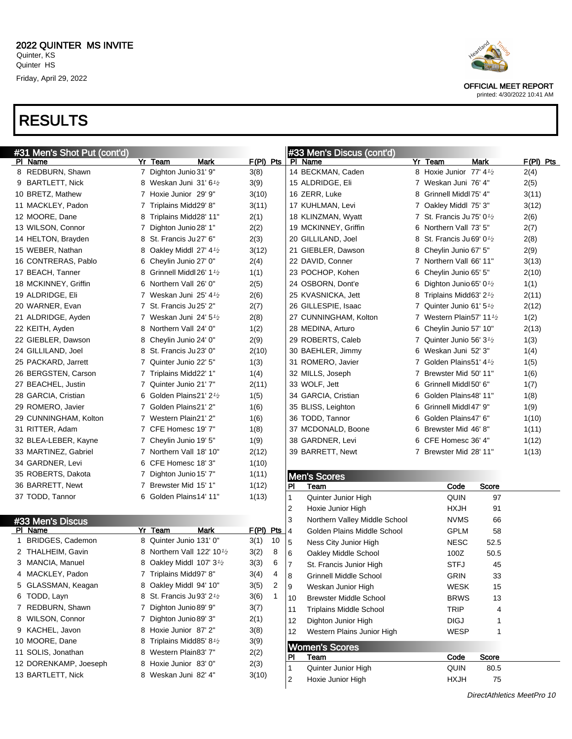# 2022 QUINTER MS INVITE

Quinter, KS
Quinter HS
Friday, April 29, 2022

OFFICIAL MEET REPORT
printed: 4/30/2022 10:41 AM

# RESULTS

## #31 Men's Shot Put (cont'd)

| Pl | Name | Yr | Team | Mark | F(Pl) | Pts |
|---|---|---|---|---|---|---|
| 8 | REDBURN, Shawn | 7 | Dighton Junio | 31' 9" | 3(8) | |
| 9 | BARTLETT, Nick | 8 | Weskan Juni | 31' 6½ | 3(9) | |
| 10 | BRETZ, Mathew | 7 | Hoxie Junior | 29' 9" | 3(10) | |
| 11 | MACKLEY, Padon | 7 | Triplains Midd | 29' 8" | 3(11) | |
| 12 | MOORE, Dane | 8 | Triplains Midd | 28' 11" | 2(1) | |
| 13 | WILSON, Connor | 7 | Dighton Junio | 28' 1" | 2(2) | |
| 14 | HELTON, Brayden | 8 | St. Francis Ju | 27' 6" | 2(3) | |
| 15 | WEBER, Nathan | 8 | Oakley Middl | 27' 4½ | 3(12) | |
| 16 | CONTRERAS, Pablo | 6 | Cheylin Junio | 27' 0" | 2(4) | |
| 17 | BEACH, Tanner | 8 | Grinnell Middl | 26' 1½ | 1(1) | |
| 18 | MCKINNEY, Griffin | 6 | Northern Vall | 26' 0" | 2(5) | |
| 19 | ALDRIDGE, Eli | 7 | Weskan Juni | 25' 4½ | 2(6) | |
| 20 | WARNER, Evan | 7 | St. Francis Ju | 25' 2" | 2(7) | |
| 21 | ALDRIDGE, Ayden | 7 | Weskan Juni | 24' 5½ | 2(8) | |
| 22 | KEITH, Ayden | 8 | Northern Vall | 24' 0" | 1(2) | |
| 22 | GIEBLER, Dawson | 8 | Cheylin Junio | 24' 0" | 2(9) | |
| 24 | GILLILAND, Joel | 8 | St. Francis Ju | 23' 0" | 2(10) | |
| 25 | PACKARD, Jarrett | 7 | Quinter Junio | 22' 5" | 1(3) | |
| 26 | BERGSTEN, Carson | 7 | Triplains Midd | 22' 1" | 1(4) | |
| 27 | BEACHEL, Justin | 7 | Quinter Junio | 21' 7" | 2(11) | |
| 28 | GARCIA, Cristian | 6 | Golden Plains | 21' 2½ | 1(5) | |
| 29 | ROMERO, Javier | 7 | Golden Plains | 21' 2" | 1(6) | |
| 29 | CUNNINGHAM, Kolton | 7 | Western Plain | 21' 2" | 1(6) | |
| 31 | RITTER, Adam | 7 | CFE Homesc | 19' 7" | 1(8) | |
| 32 | BLEA-LEBER, Kayne | 7 | Cheylin Junio | 19' 5" | 1(9) | |
| 33 | MARTINEZ, Gabriel | 7 | Northern Vall | 18' 10" | 2(12) | |
| 34 | GARDNER, Levi | 6 | CFE Homesc | 18' 3" | 1(10) | |
| 35 | ROBERTS, Dakota | 7 | Dighton Junio | 15' 7" | 1(11) | |
| 36 | BARRETT, Newt | 7 | Brewster Mid | 15' 1" | 1(12) | |
| 37 | TODD, Tannor | 6 | Golden Plains | 14' 11" | 1(13) | |

## #33 Men's Discus

| Pl | Name | Yr | Team | Mark | F(Pl) | Pts |
|---|---|---|---|---|---|---|
| 1 | BRIDGES, Cademon | 8 | Quinter Junio | 131' 0" | 3(1) | 10 |
| 2 | THALHEIM, Gavin | 8 | Northern Vall | 122' 10½ | 3(2) | 8 |
| 3 | MANCIA, Manuel | 8 | Oakley Middl | 107' 3½ | 3(3) | 6 |
| 4 | MACKLEY, Padon | 7 | Triplains Midd | 97' 8" | 3(4) | 4 |
| 5 | GLASSMAN, Keagan | 8 | Oakley Middl | 94' 10" | 3(5) | 2 |
| 6 | TODD, Layn | 8 | St. Francis Ju | 93' 2½ | 3(6) | 1 |
| 7 | REDBURN, Shawn | 7 | Dighton Junio | 89' 9" | 3(7) | |
| 8 | WILSON, Connor | 7 | Dighton Junio | 89' 3" | 2(1) | |
| 9 | KACHEL, Javon | 8 | Hoxie Junior | 87' 2" | 3(8) | |
| 10 | MOORE, Dane | 8 | Triplains Midd | 85' 8½ | 3(9) | |
| 11 | SOLIS, Jonathan | 8 | Western Plain | 83' 7" | 2(2) | |
| 12 | DORENKAMP, Joeseph | 8 | Hoxie Junior | 83' 0" | 2(3) | |
| 13 | BARTLETT, Nick | 8 | Weskan Juni | 82' 4" | 3(10) | |

## #33 Men's Discus (cont'd)

| Pl | Name | Yr | Team | Mark | F(Pl) | Pts |
|---|---|---|---|---|---|---|
| 14 | BECKMAN, Caden | 8 | Hoxie Junior | 77' 4½ | 2(4) | |
| 15 | ALDRIDGE, Eli | 7 | Weskan Juni | 76' 4" | 2(5) | |
| 16 | ZERR, Luke | 8 | Grinnell Middl | 75' 4" | 3(11) | |
| 17 | KUHLMAN, Levi | 7 | Oakley Middl | 75' 3" | 3(12) | |
| 18 | KLINZMAN, Wyatt | 7 | St. Francis Ju | 75' 0½ | 2(6) | |
| 19 | MCKINNEY, Griffin | 6 | Northern Vall | 73' 5" | 2(7) | |
| 20 | GILLILAND, Joel | 8 | St. Francis Ju | 69' 0½ | 2(8) | |
| 21 | GIEBLER, Dawson | 8 | Cheylin Junio | 67' 5" | 2(9) | |
| 22 | DAVID, Conner | 7 | Northern Vall | 66' 11" | 3(13) | |
| 23 | POCHOP, Kohen | 6 | Cheylin Junio | 65' 5" | 2(10) | |
| 24 | OSBORN, Dont'e | 6 | Dighton Junio | 65' 0½ | 1(1) | |
| 25 | KVASNICKA, Jett | 8 | Triplains Midd | 63' 2½ | 2(11) | |
| 26 | GILLESPIE, Isaac | 7 | Quinter Junio | 61' 5½ | 2(12) | |
| 27 | CUNNINGHAM, Kolton | 7 | Western Plain | 57' 11½ | 1(2) | |
| 28 | MEDINA, Arturo | 6 | Cheylin Junio | 57' 10" | 2(13) | |
| 29 | ROBERTS, Caleb | 7 | Quinter Junio | 56' 3½ | 1(3) | |
| 30 | BAEHLER, Jimmy | 6 | Weskan Juni | 52' 3" | 1(4) | |
| 31 | ROMERO, Javier | 7 | Golden Plains | 51' 4½ | 1(5) | |
| 32 | MILLS, Joseph | 7 | Brewster Mid | 50' 11" | 1(6) | |
| 33 | WOLF, Jett | 6 | Grinnell Middl | 50' 6" | 1(7) | |
| 34 | GARCIA, Cristian | 6 | Golden Plains | 48' 11" | 1(8) | |
| 35 | BLISS, Leighton | 6 | Grinnell Middl | 47' 9" | 1(9) | |
| 36 | TODD, Tannor | 6 | Golden Plains | 47' 6" | 1(10) | |
| 37 | MCDONALD, Boone | 6 | Brewster Mid | 46' 8" | 1(11) | |
| 38 | GARDNER, Levi | 6 | CFE Homesc | 36' 4" | 1(12) | |
| 39 | BARRETT, Newt | 7 | Brewster Mid | 28' 11" | 1(13) | |

## Men's Scores

| Pl | Team | Code | Score |
|---|---|---|---|
| 1 | Quinter Junior High | QUIN | 97 |
| 2 | Hoxie Junior High | HXJH | 91 |
| 3 | Northern Valley Middle School | NVMS | 66 |
| 4 | Golden Plains Middle School | GPLM | 58 |
| 5 | Ness City Junior High | NESC | 52.5 |
| 6 | Oakley Middle School | 100Z | 50.5 |
| 7 | St. Francis Junior High | STFJ | 45 |
| 8 | Grinnell Middle School | GRIN | 33 |
| 9 | Weskan Junior High | WESK | 15 |
| 10 | Brewster Middle School | BRWS | 13 |
| 11 | Triplains Middle School | TRIP | 4 |
| 12 | Dighton Junior High | DIGJ | 1 |
| 12 | Western Plains Junior High | WESP | 1 |

## Women's Scores

| Pl | Team | Code | Score |
|---|---|---|---|
| 1 | Quinter Junior High | QUIN | 80.5 |
| 2 | Hoxie Junior High | HXJH | 75 |

DirectAthletics MeetPro 10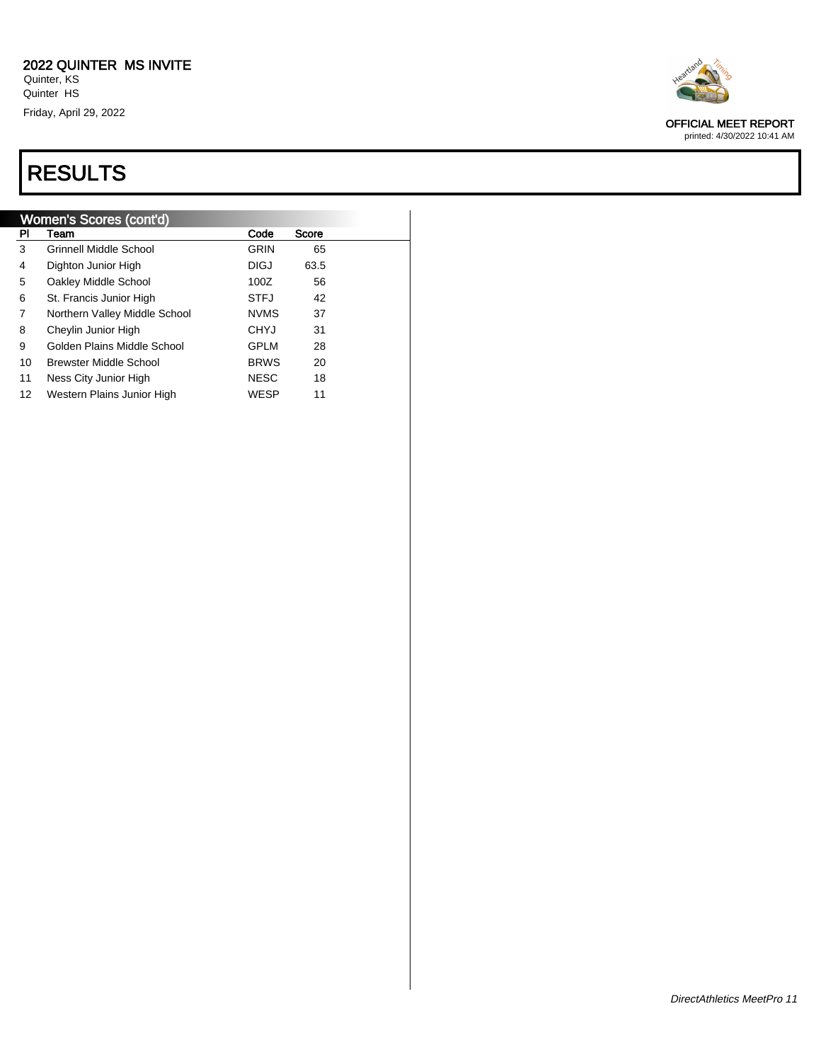## RESULTS

### Women's Scores (cont'd)

| Pl | Team | Code | Score |
|---|---|---|---|
| 3 | Grinnell Middle School | GRIN | 65 |
| 4 | Dighton Junior High | DIGJ | 63.5 |
| 5 | Oakley Middle School | 100Z | 56 |
| 6 | St. Francis Junior High | STFJ | 42 |
| 7 | Northern Valley Middle School | NVMS | 37 |
| 8 | Cheylin Junior High | CHYJ | 31 |
| 9 | Golden Plains Middle School | GPLM | 28 |
| 10 | Brewster Middle School | BRWS | 20 |
| 11 | Ness City Junior High | NESC | 18 |
| 12 | Western Plains Junior High | WESP | 11 |